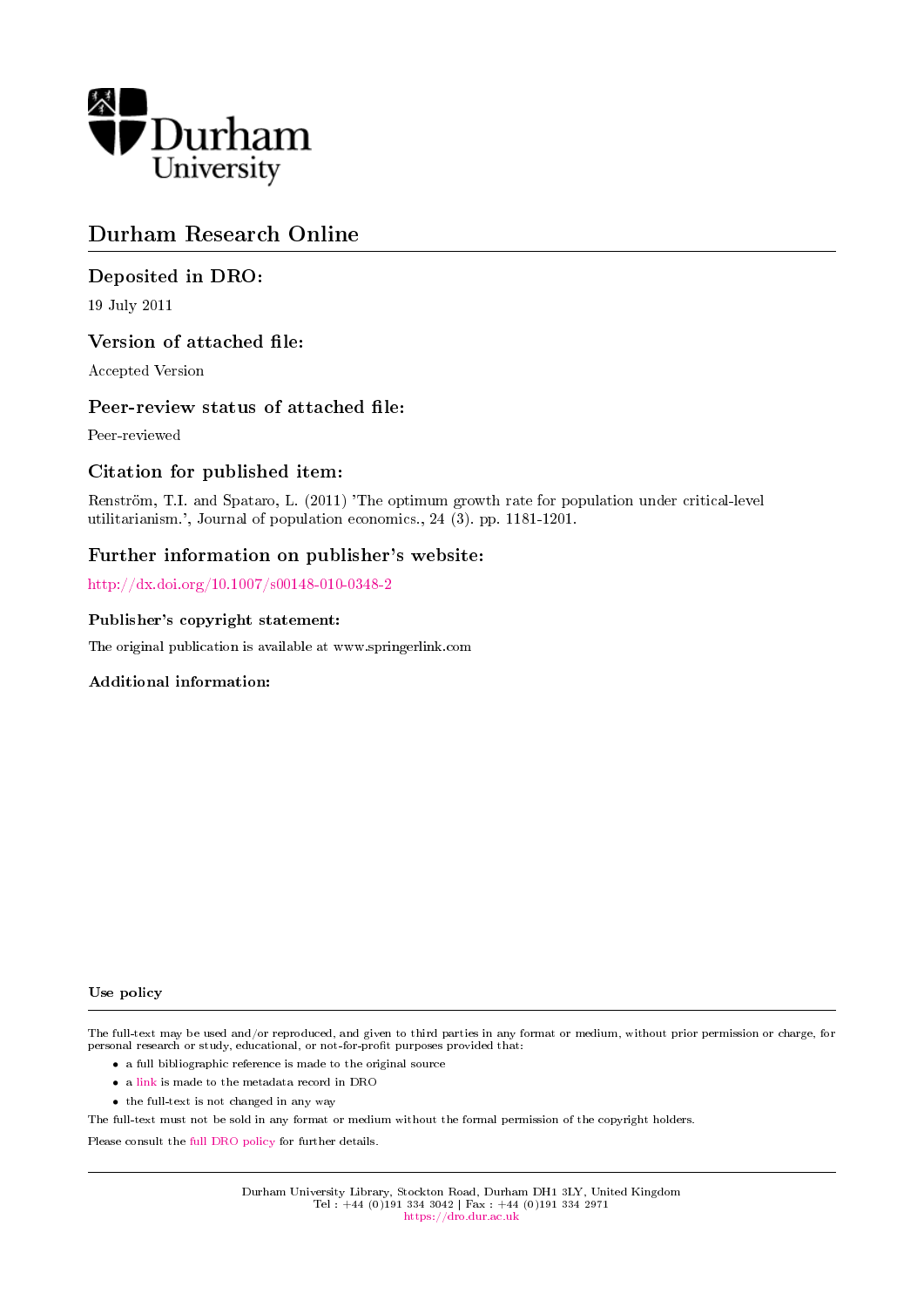# Durham Research Online

## Deposited in DRO:

19 July 2011

## Version of attached file:

Accepted Version

## Peer-review status of attached file:

Peer-reviewed

## Citation for published item:

Renström, T.I. and Spataro, L. (2011) 'The optimum growth rate for population under critical-level utilitarianism.', Journal of population economics., 24 (3). pp. 1181-1201.

## Further information on publisher's website:

http://dx.doi.org/10.1007/s00148-010-0348-2

### Publisher's copyright statement:

The original publication is available at www.springerlink.com

### Additional information:

### Use policy

The full-text may be used and/or reproduced, and given to third parties in any format or medium, without prior permission or charge, for personal research or study, educational, or not-for-profit purposes provided that:

- a full bibliographic reference is made to the original source
- a link is made to the metadata record in DRO
- the full-text is not changed in any way

The full-text must not be sold in any format or medium without the formal permission of the copyright holders.

Please consult the full DRO policy for further details.

Durham University Library, Stockton Road, Durham DH1 3LY, United Kingdom
Tel : +44 (0)191 334 3042 | Fax : +44 (0)191 334 2971
https://dro.dur.ac.uk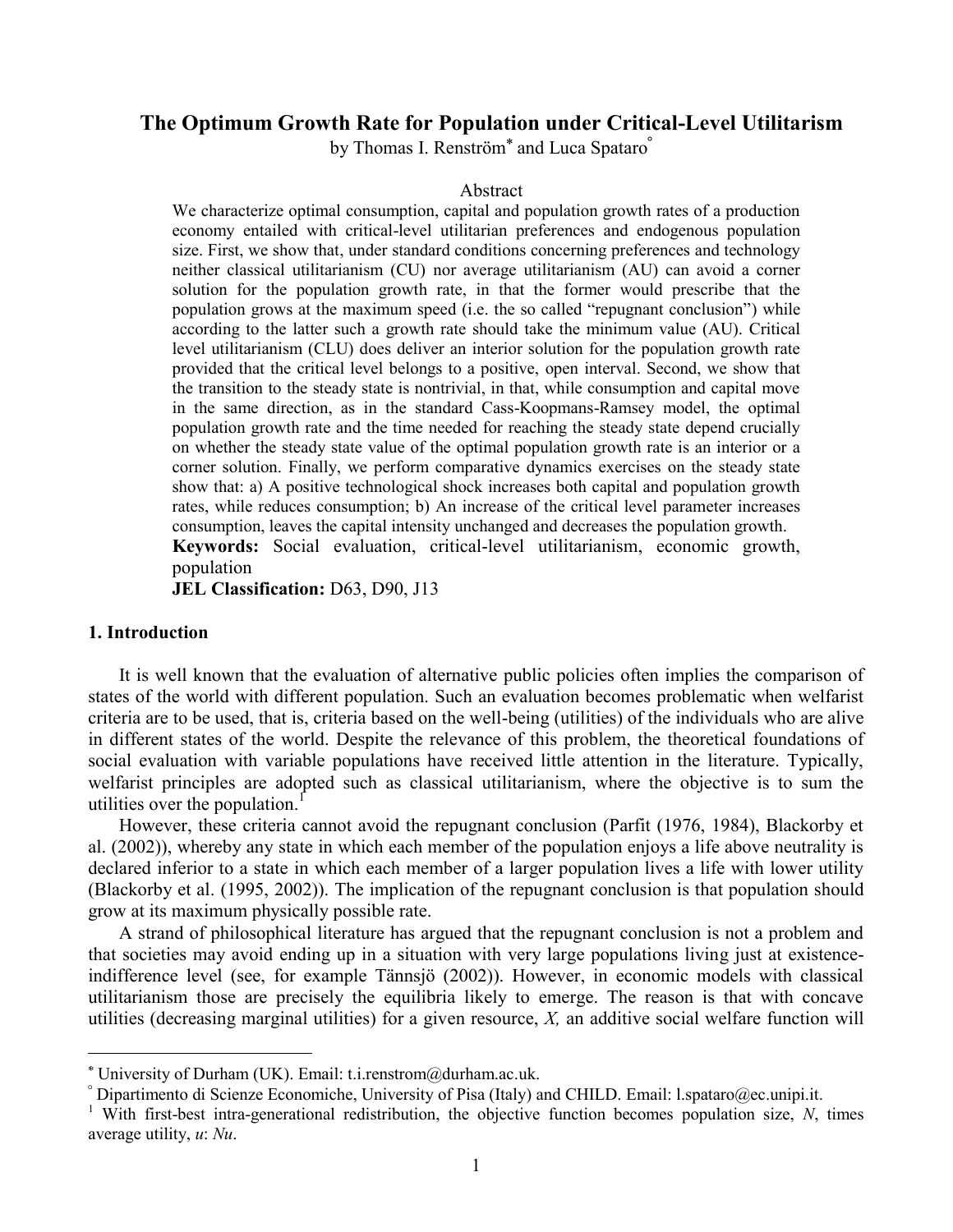## The Optimum Growth Rate for Population under Critical-Level Utilitarism

by Thomas I. Renström[*] and Luca Spataro[°]

### Abstract

We characterize optimal consumption, capital and population growth rates of a production economy entailed with critical-level utilitarian preferences and endogenous population size. First, we show that, under standard conditions concerning preferences and technology neither classical utilitarianism (CU) nor average utilitarianism (AU) can avoid a corner solution for the population growth rate, in that the former would prescribe that the population grows at the maximum speed (i.e. the so called "repugnant conclusion") while according to the latter such a growth rate should take the minimum value (AU). Critical level utilitarianism (CLU) does deliver an interior solution for the population growth rate provided that the critical level belongs to a positive, open interval. Second, we show that the transition to the steady state is nontrivial, in that, while consumption and capital move in the same direction, as in the standard Cass-Koopmans-Ramsey model, the optimal population growth rate and the time needed for reaching the steady state depend crucially on whether the steady state value of the optimal population growth rate is an interior or a corner solution. Finally, we perform comparative dynamics exercises on the steady state show that: a) A positive technological shock increases both capital and population growth rates, while reduces consumption; b) An increase of the critical level parameter increases consumption, leaves the capital intensity unchanged and decreases the population growth.

**Keywords:** Social evaluation, critical-level utilitarianism, economic growth, population

**JEL Classification:** D63, D90, J13

## 1. Introduction

It is well known that the evaluation of alternative public policies often implies the comparison of states of the world with different population. Such an evaluation becomes problematic when welfarist criteria are to be used, that is, criteria based on the well-being (utilities) of the individuals who are alive in different states of the world. Despite the relevance of this problem, the theoretical foundations of social evaluation with variable populations have received little attention in the literature. Typically, welfarist principles are adopted such as classical utilitarianism, where the objective is to sum the utilities over the population.[1]

However, these criteria cannot avoid the repugnant conclusion (Parfit (1976, 1984), Blackorby et al. (2002)), whereby any state in which each member of the population enjoys a life above neutrality is declared inferior to a state in which each member of a larger population lives a life with lower utility (Blackorby et al. (1995, 2002)). The implication of the repugnant conclusion is that population should grow at its maximum physically possible rate.

A strand of philosophical literature has argued that the repugnant conclusion is not a problem and that societies may avoid ending up in a situation with very large populations living just at existence-indifference level (see, for example Tännsjö (2002)). However, in economic models with classical utilitarianism those are precisely the equilibria likely to emerge. The reason is that with concave utilities (decreasing marginal utilities) for a given resource, *X,* an additive social welfare function will

---

[*] University of Durham (UK). Email: t.i.renstrom@durham.ac.uk.

[°] Dipartimento di Scienze Economiche, University of Pisa (Italy) and CHILD. Email: l.spataro@ec.unipi.it.

[1] With first-best intra-generational redistribution, the objective function becomes population size, $N$, times average utility, $u$: $Nu$.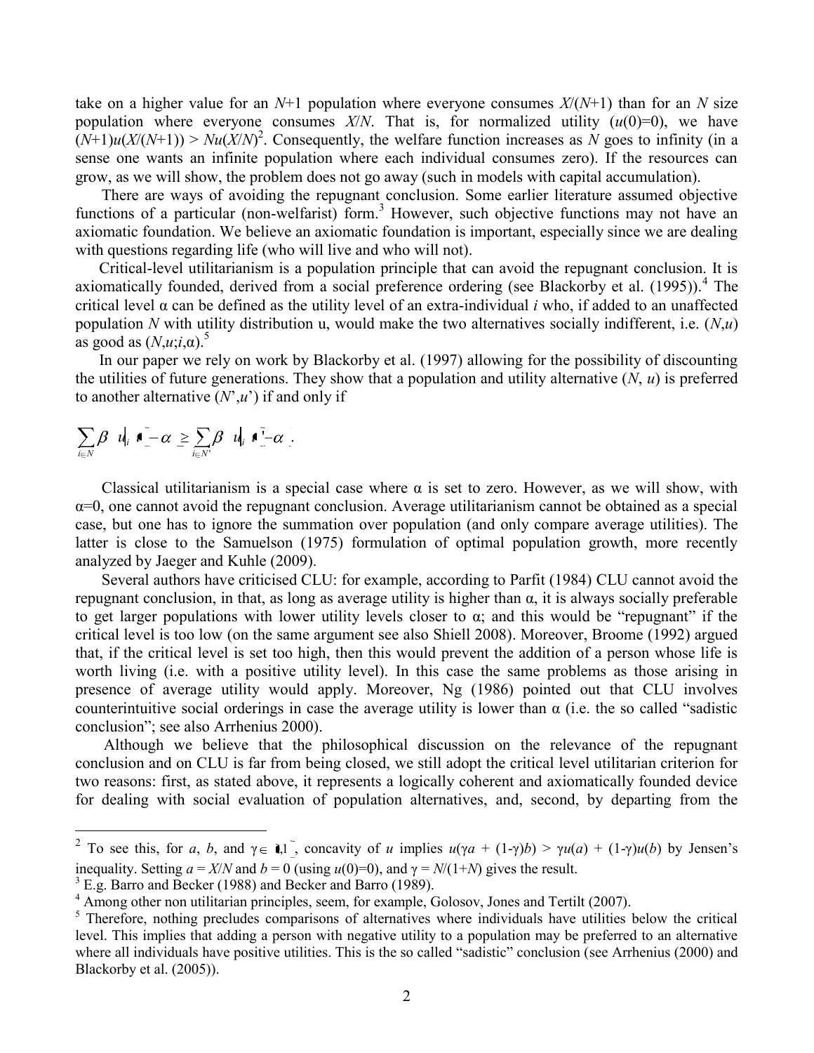take on a higher value for an $N$+1 population where everyone consumes $X/(N+1)$ than for an $N$ size population where everyone consumes $X/N$. That is, for normalized utility ($u(0)=0$), we have $(N+1)u(X/(N+1)) > Nu(X/N)$[2]. Consequently, the welfare function increases as $N$ goes to infinity (in a sense one wants an infinite population where each individual consumes zero). If the resources can grow, as we will show, the problem does not go away (such in models with capital accumulation).

There are ways of avoiding the repugnant conclusion. Some earlier literature assumed objective functions of a particular (non-welfarist) form.[3] However, such objective functions may not have an axiomatic foundation. We believe an axiomatic foundation is important, especially since we are dealing with questions regarding life (who will live and who will not).

Critical-level utilitarianism is a population principle that can avoid the repugnant conclusion. It is axiomatically founded, derived from a social preference ordering (see Blackorby et al. (1995)).[4] The critical level α can be defined as the utility level of an extra-individual $i$ who, if added to an unaffected population $N$ with utility distribution u, would make the two alternatives socially indifferent, i.e. $(N,u)$ as good as $(N,u;i,\alpha)$.[5]

In our paper we rely on work by Blackorby et al. (1997) allowing for the possibility of discounting the utilities of future generations. They show that a population and utility alternative $(N, u)$ is preferred to another alternative $(N', u')$ if and only if

$$\sum_{i \in N} \beta^{i} \left[ u_i(\cdot) - \alpha \right] \geq \sum_{i \in N'} \beta^{i} \left[ u_i(\cdot) - \alpha \right].$$

Classical utilitarianism is a special case where α is set to zero. However, as we will show, with α=0, one cannot avoid the repugnant conclusion. Average utilitarianism cannot be obtained as a special case, but one has to ignore the summation over population (and only compare average utilities). The latter is close to the Samuelson (1975) formulation of optimal population growth, more recently analyzed by Jaeger and Kuhle (2009).

Several authors have criticised CLU: for example, according to Parfit (1984) CLU cannot avoid the repugnant conclusion, in that, as long as average utility is higher than α, it is always socially preferable to get larger populations with lower utility levels closer to α; and this would be "repugnant" if the critical level is too low (on the same argument see also Shiell 2008). Moreover, Broome (1992) argued that, if the critical level is set too high, then this would prevent the addition of a person whose life is worth living (i.e. with a positive utility level). In this case the same problems as those arising in presence of average utility would apply. Moreover, Ng (1986) pointed out that CLU involves counterintuitive social orderings in case the average utility is lower than α (i.e. the so called "sadistic conclusion"; see also Arrhenius 2000).

Although we believe that the philosophical discussion on the relevance of the repugnant conclusion and on CLU is far from being closed, we still adopt the critical level utilitarian criterion for two reasons: first, as stated above, it represents a logically coherent and axiomatically founded device for dealing with social evaluation of population alternatives, and, second, by departing from the

---

[2] To see this, for $a$, $b$, and $\gamma \in (0,1)$, concavity of $u$ implies $u(\gamma a + (1-\gamma)b) > \gamma u(a) + (1-\gamma)u(b)$ by Jensen's inequality. Setting $a = X/N$ and $b = 0$ (using $u(0)=0$), and $\gamma = N/(1+N)$ gives the result.

[3] E.g. Barro and Becker (1988) and Becker and Barro (1989).

[4] Among other non utilitarian principles, seem, for example, Golosov, Jones and Tertilt (2007).

[5] Therefore, nothing precludes comparisons of alternatives where individuals have utilities below the critical level. This implies that adding a person with negative utility to a population may be preferred to an alternative where all individuals have positive utilities. This is the so called "sadistic" conclusion (see Arrhenius (2000) and Blackorby et al. (2005)).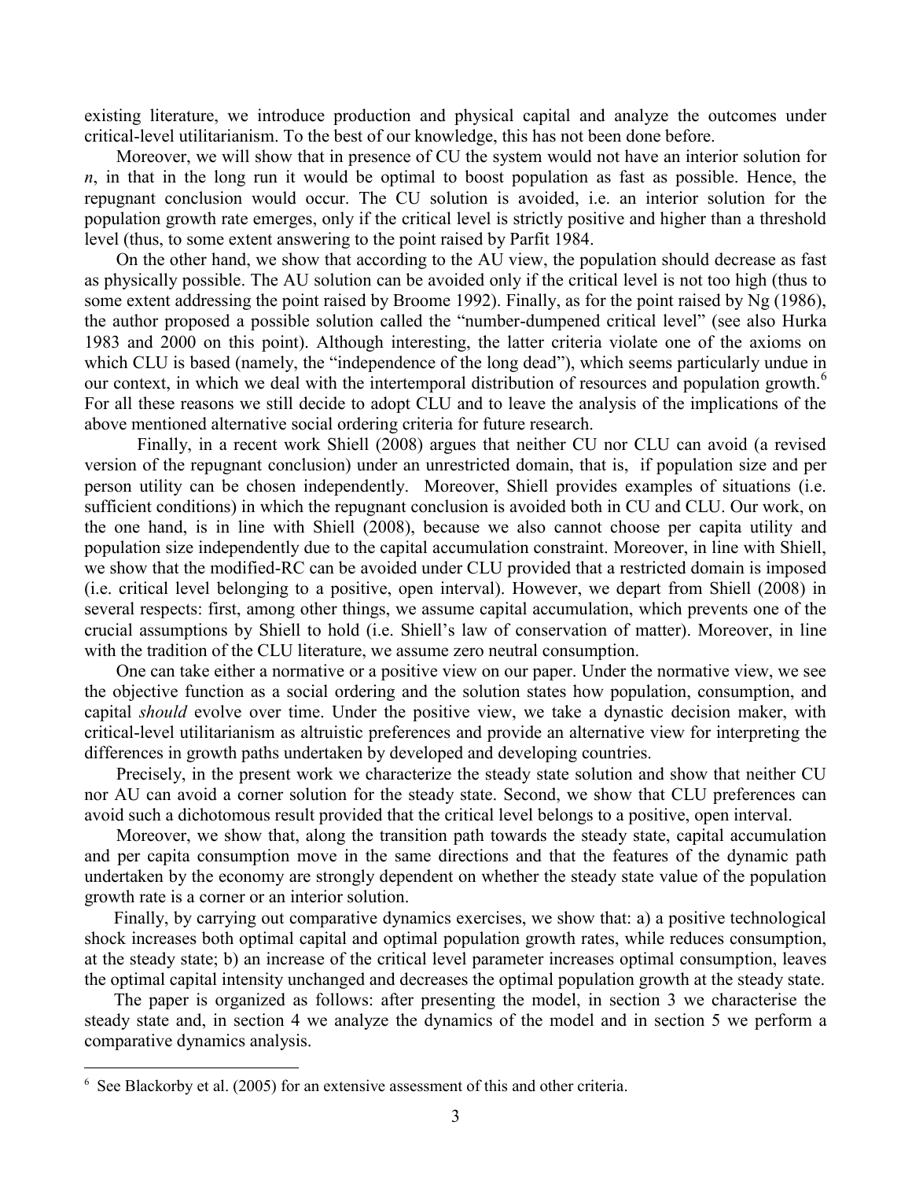existing literature, we introduce production and physical capital and analyze the outcomes under critical-level utilitarianism. To the best of our knowledge, this has not been done before.

Moreover, we will show that in presence of CU the system would not have an interior solution for $n$, in that in the long run it would be optimal to boost population as fast as possible. Hence, the repugnant conclusion would occur. The CU solution is avoided, i.e. an interior solution for the population growth rate emerges, only if the critical level is strictly positive and higher than a threshold level (thus, to some extent answering to the point raised by Parfit 1984.

On the other hand, we show that according to the AU view, the population should decrease as fast as physically possible. The AU solution can be avoided only if the critical level is not too high (thus to some extent addressing the point raised by Broome 1992). Finally, as for the point raised by Ng (1986), the author proposed a possible solution called the "number-dumpened critical level" (see also Hurka 1983 and 2000 on this point). Although interesting, the latter criteria violate one of the axioms on which CLU is based (namely, the "independence of the long dead"), which seems particularly undue in our context, in which we deal with the intertemporal distribution of resources and population growth.[6] For all these reasons we still decide to adopt CLU and to leave the analysis of the implications of the above mentioned alternative social ordering criteria for future research.

Finally, in a recent work Shiell (2008) argues that neither CU nor CLU can avoid (a revised version of the repugnant conclusion) under an unrestricted domain, that is, if population size and per person utility can be chosen independently. Moreover, Shiell provides examples of situations (i.e. sufficient conditions) in which the repugnant conclusion is avoided both in CU and CLU. Our work, on the one hand, is in line with Shiell (2008), because we also cannot choose per capita utility and population size independently due to the capital accumulation constraint. Moreover, in line with Shiell, we show that the modified-RC can be avoided under CLU provided that a restricted domain is imposed (i.e. critical level belonging to a positive, open interval). However, we depart from Shiell (2008) in several respects: first, among other things, we assume capital accumulation, which prevents one of the crucial assumptions by Shiell to hold (i.e. Shiell's law of conservation of matter). Moreover, in line with the tradition of the CLU literature, we assume zero neutral consumption.

One can take either a normative or a positive view on our paper. Under the normative view, we see the objective function as a social ordering and the solution states how population, consumption, and capital *should* evolve over time. Under the positive view, we take a dynastic decision maker, with critical-level utilitarianism as altruistic preferences and provide an alternative view for interpreting the differences in growth paths undertaken by developed and developing countries.

Precisely, in the present work we characterize the steady state solution and show that neither CU nor AU can avoid a corner solution for the steady state. Second, we show that CLU preferences can avoid such a dichotomous result provided that the critical level belongs to a positive, open interval.

Moreover, we show that, along the transition path towards the steady state, capital accumulation and per capita consumption move in the same directions and that the features of the dynamic path undertaken by the economy are strongly dependent on whether the steady state value of the population growth rate is a corner or an interior solution.

Finally, by carrying out comparative dynamics exercises, we show that: a) a positive technological shock increases both optimal capital and optimal population growth rates, while reduces consumption, at the steady state; b) an increase of the critical level parameter increases optimal consumption, leaves the optimal capital intensity unchanged and decreases the optimal population growth at the steady state.

The paper is organized as follows: after presenting the model, in section 3 we characterise the steady state and, in section 4 we analyze the dynamics of the model and in section 5 we perform a comparative dynamics analysis.

[6] See Blackorby et al. (2005) for an extensive assessment of this and other criteria.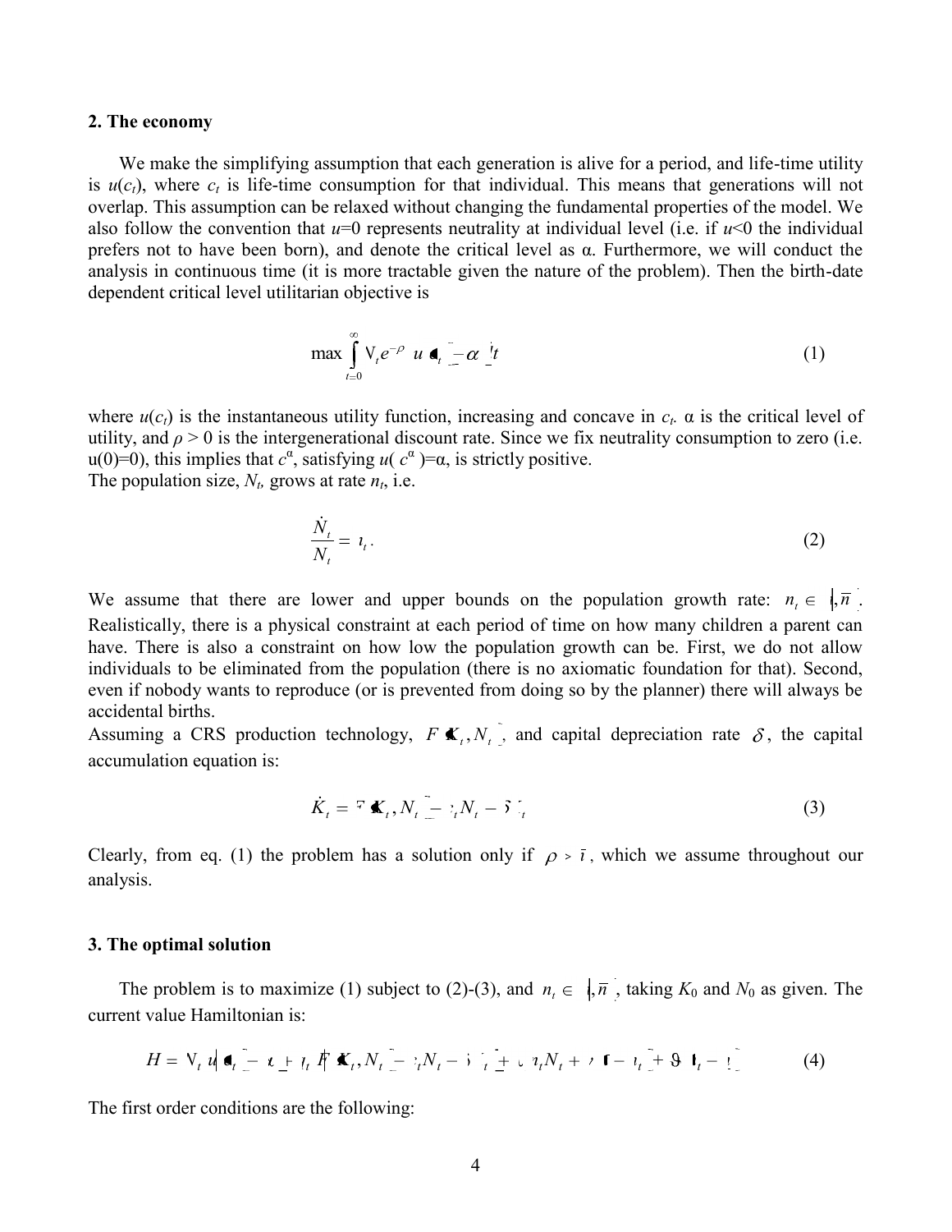## 2. The economy

We make the simplifying assumption that each generation is alive for a period, and life-time utility is $u(c_t)$, where $c_t$ is life-time consumption for that individual. This means that generations will not overlap. This assumption can be relaxed without changing the fundamental properties of the model. We also follow the convention that $u$=0 represents neutrality at individual level (i.e. if $u$<0 the individual prefers not to have been born), and denote the critical level as α. Furthermore, we will conduct the analysis in continuous time (it is more tractable given the nature of the problem). Then the birth-date dependent critical level utilitarian objective is

$$\max \int_{t=0}^{\infty} N_t e^{-\rho t} \left( u(c_t) - \alpha \right) dt \tag{1}$$

where $u(c_t)$ is the instantaneous utility function, increasing and concave in $c_t$. α is the critical level of utility, and $\rho > 0$ is the intergenerational discount rate. Since we fix neutrality consumption to zero (i.e. u(0)=0), this implies that $c^{\alpha}$, satisfying $u(c^{\alpha})=\alpha$, is strictly positive.

The population size, $N_t$, grows at rate $n_t$, i.e.

$$\frac{\dot{N}_t}{N_t} = n_t . \tag{2}$$

We assume that there are lower and upper bounds on the population growth rate: $n_t \in [\underline{n}, \bar{n}]$. Realistically, there is a physical constraint at each period of time on how many children a parent can have. There is also a constraint on how low the population growth can be. First, we do not allow individuals to be eliminated from the population (there is no axiomatic foundation for that). Second, even if nobody wants to reproduce (or is prevented from doing so by the planner) there will always be accidental births.

Assuming a CRS production technology, $F(K_t, N_t)$, and capital depreciation rate $\delta$, the capital accumulation equation is:

$$\dot{K}_t = F(K_t, N_t) - c_t N_t - \delta K_t \tag{3}$$

Clearly, from eq. (1) the problem has a solution only if $\rho > \bar{n}$, which we assume throughout our analysis.

## 3. The optimal solution

The problem is to maximize (1) subject to (2)-(3), and $n_t \in [\underline{n}, \bar{n}]$, taking $K_0$ and $N_0$ as given. The current value Hamiltonian is:

$$H = N_t \left[ u(c_t) - \alpha \right] + \lambda_t \left[ F(K_t, N_t) - c_t N_t - \delta K_t \right] + \mu_t n_t N_t + \gamma \left( \bar{n} - n_t \right) + \vartheta \left( n_t - \underline{n} \right) \tag{4}$$

The first order conditions are the following: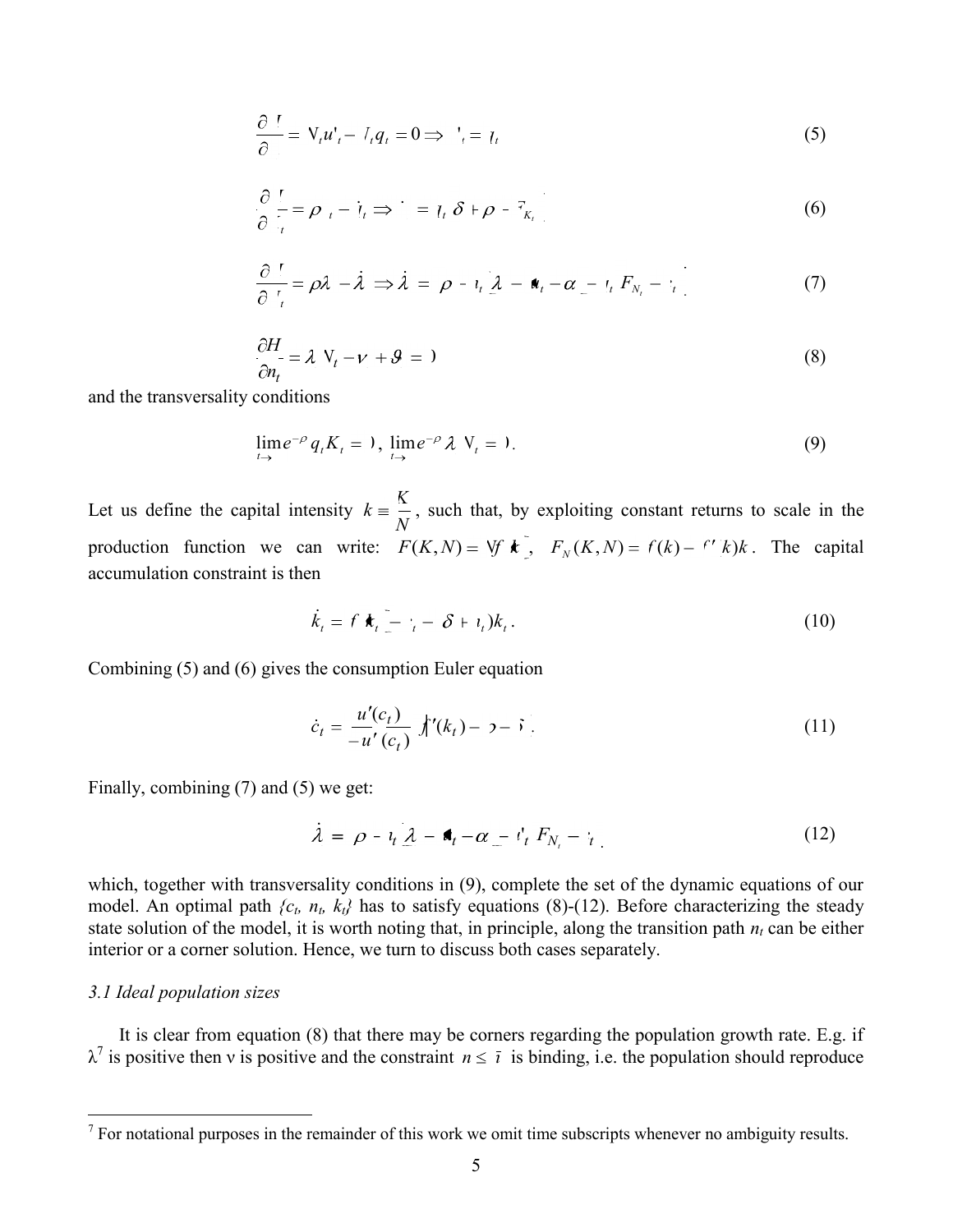$$\frac{\partial H}{\partial c_t} = N_t u'_t - N_t q_t = 0 \Rightarrow u'_t = q_t \tag{5}$$

$$\frac{\partial H}{\partial K_t} = \rho q_t - \dot{q}_t \Rightarrow \dot{q}_t = q_t(\delta + \rho - F_{K_t}) \tag{6}$$

$$\frac{\partial H}{\partial N_t} = \rho\lambda - \dot{\lambda} \Rightarrow \dot{\lambda} = (\rho - n_t)\lambda - [u_t - \alpha - q_t(F_{N_t} - c_t)] \tag{7}$$

$$\frac{\partial H}{\partial n_t} = \lambda N_t - \nu + \vartheta = 0 \tag{8}$$

and the transversality conditions

$$\lim_{t\to\infty} e^{-\rho t} q_t K_t = 0, \quad \lim_{t\to\infty} e^{-\rho t} \lambda_t N_t = 0. \tag{9}$$

Let us define the capital intensity $k \equiv \frac{K}{N}$, such that, by exploiting constant returns to scale in the production function we can write: $F(K,N) = Nf(k)$, $F_N(K,N) = f(k) - f'(k)k$. The capital accumulation constraint is then

$$\dot{k}_t = f(k_t) - c_t - (\delta + n_t)k_t. \tag{10}$$

Combining (5) and (6) gives the consumption Euler equation

$$\dot{c}_t = \frac{u'(c_t)}{-u''(c_t)}[f'(k_t) - \rho - \delta]. \tag{11}$$

Finally, combining (7) and (5) we get:

$$\dot{\lambda} = (\rho - n_t)\lambda - [u_t - \alpha - u'_t(F_{N_t} - c_t)]. \tag{12}$$

which, together with transversality conditions in (9), complete the set of the dynamic equations of our model. An optimal path $\{c_t, n_t, k_t\}$ has to satisfy equations (8)-(12). Before characterizing the steady state solution of the model, it is worth noting that, in principle, along the transition path $n_t$ can be either interior or a corner solution. Hence, we turn to discuss both cases separately.

### *3.1 Ideal population sizes*

It is clear from equation (8) that there may be corners regarding the population growth rate. E.g. if $\lambda$[7] is positive then $\nu$ is positive and the constraint $n \leq \bar{n}$ is binding, i.e. the population should reproduce

[7] For notational purposes in the remainder of this work we omit time subscripts whenever no ambiguity results.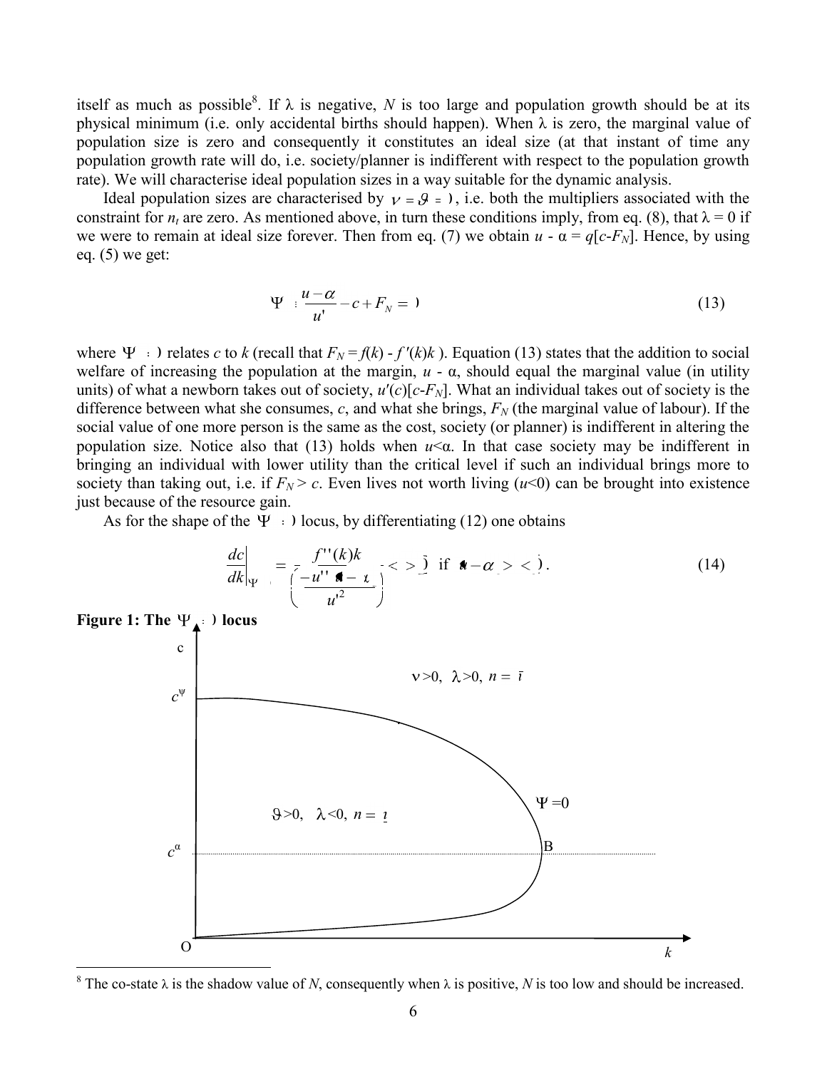itself as much as possible[8]. If $\lambda$ is negative, $N$ is too large and population growth should be at its physical minimum (i.e. only accidental births should happen). When $\lambda$ is zero, the marginal value of population size is zero and consequently it constitutes an ideal size (at that instant of time any population growth rate will do, i.e. society/planner is indifferent with respect to the population growth rate). We will characterise ideal population sizes in a way suitable for the dynamic analysis.

Ideal population sizes are characterised by $\nu = \vartheta = 0$, i.e. both the multipliers associated with the constraint for $n_t$ are zero. As mentioned above, in turn these conditions imply, from eq. (8), that $\lambda = 0$ if we were to remain at ideal size forever. Then from eq. (7) we obtain $u - \alpha = q[c - F_N]$. Hence, by using eq. (5) we get:

$$\Psi(c,k) \equiv \frac{u-\alpha}{u'} - c + F_N = 0 \tag{13}$$

where $\Psi(c,k) = 0$ relates $c$ to $k$ (recall that $F_N = f(k) - f'(k)k$ ). Equation (13) states that the addition to social welfare of increasing the population at the margin, $u - \alpha$, should equal the marginal value (in utility units) of what a newborn takes out of society, $u'(c)[c - F_N]$. What an individual takes out of society is the difference between what she consumes, $c$, and what she brings, $F_N$ (the marginal value of labour). If the social value of one more person is the same as the cost, society (or planner) is indifferent in altering the population size. Notice also that (13) holds when $u<\alpha$. In that case society may be indifferent in bringing an individual with lower utility than the critical level if such an individual brings more to society than taking out, i.e. if $F_N > c$. Even lives not worth living ($u<0$) can be brought into existence just because of the resource gain.

As for the shape of the $\Psi(c,k) = 0$ locus, by differentiating (12) one obtains

$$\left.\frac{dc}{dk}\right|_{\Psi} = \frac{f''(k)k}{\left(\frac{-u''(u-\alpha)}{u'^2}\right)} < (>) 0 \text{ if } (u-\alpha) > (<) 0. \tag{14}$$

**Figure 1: The $\Psi(c,k) = 0$ locus**

[8] The co-state $\lambda$ is the shadow value of $N$, consequently when $\lambda$ is positive, $N$ is too low and should be increased.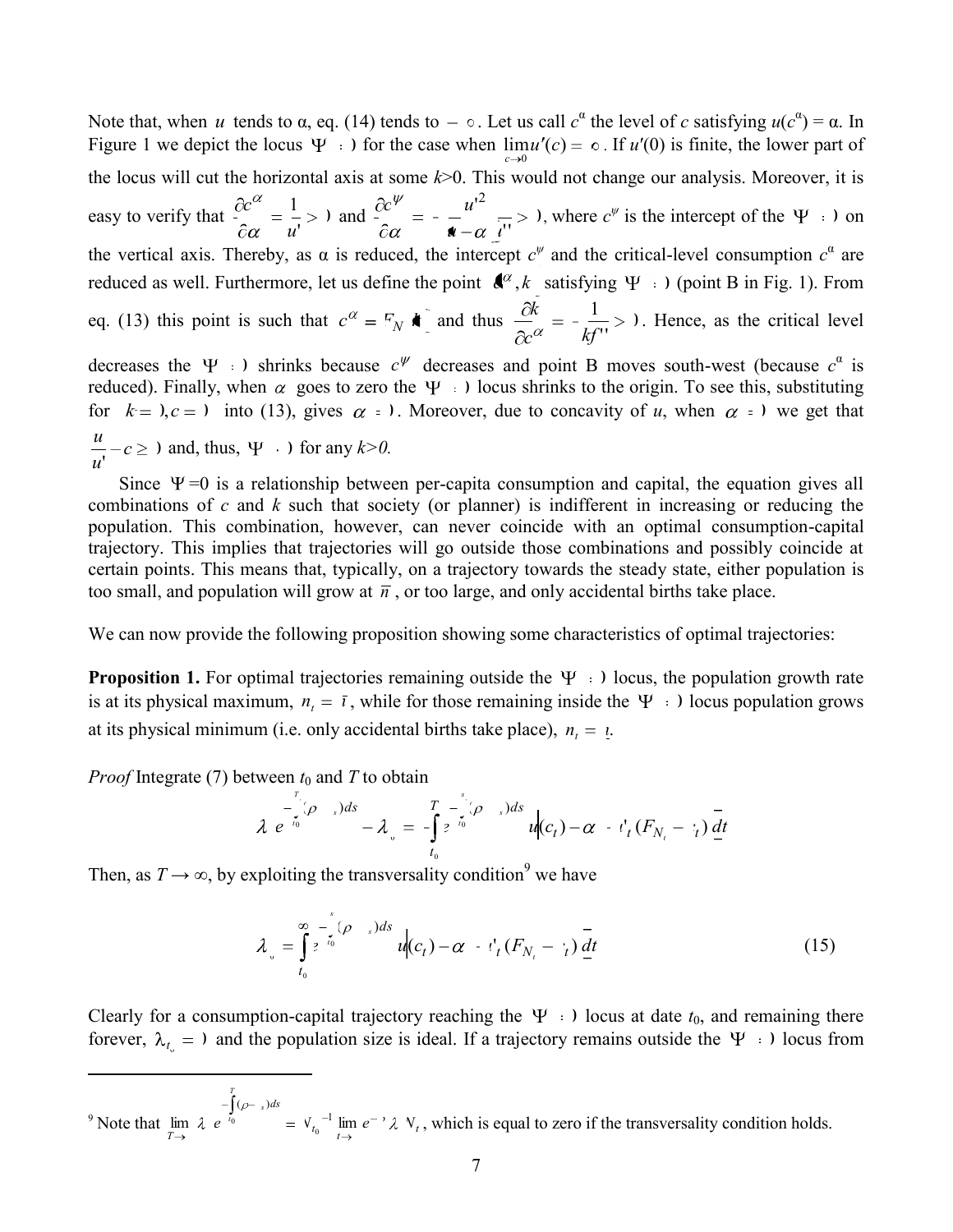Note that, when $u$ tends to α, eq. (14) tends to $-\infty$. Let us call $c^\alpha$ the level of $c$ satisfying $u(c^\alpha) = \alpha$. In Figure 1 we depict the locus $\Psi = 0$ for the case when $\lim_{c\to 0} u'(c) = \infty$. If $u'(0)$ is finite, the lower part of the locus will cut the horizontal axis at some $k$>0. This would not change our analysis. Moreover, it is easy to verify that $\frac{\partial c^\alpha}{\partial \alpha} = \frac{1}{u'} > 0$ and $\frac{\partial c^\psi}{\partial \alpha} = -\frac{u'^2}{(u-\alpha)u''} > 0$, where $c^\psi$ is the intercept of the $\Psi = 0$ on the vertical axis. Thereby, as α is reduced, the intercept $c^\psi$ and the critical-level consumption $c^\alpha$ are reduced as well. Furthermore, let us define the point $(c^\alpha, \bar{k})$ satisfying $\Psi = 0$ (point B in Fig. 1). From eq. (13) this point is such that $c^\alpha = F_N(\bar{k})$ and thus $\frac{\partial \bar{k}}{\partial c^\alpha} = -\frac{1}{kf''} > 0$. Hence, as the critical level decreases the $\Psi = 0$ shrinks because $c^\psi$ decreases and point B moves south-west (because $c^\alpha$ is reduced). Finally, when $\alpha$ goes to zero the $\Psi = 0$ locus shrinks to the origin. To see this, substituting for $k = 0, c = 0$ into (13), gives $\alpha = 0$. Moreover, due to concavity of $u$, when $\alpha = 0$ we get that $\frac{u}{u'} - c \geq 0$ and, thus, $\Psi > 0$ for any *k>0.*

Since $\Psi$=0 is a relationship between per-capita consumption and capital, the equation gives all combinations of c and k such that society (or planner) is indifferent in increasing or reducing the population. This combination, however, can never coincide with an optimal consumption-capital trajectory. This implies that trajectories will go outside those combinations and possibly coincide at certain points. This means that, typically, on a trajectory towards the steady state, either population is too small, and population will grow at $\bar{n}$, or too large, and only accidental births take place.

We can now provide the following proposition showing some characteristics of optimal trajectories:

**Proposition 1.** For optimal trajectories remaining outside the $\Psi = 0$ locus, the population growth rate is at its physical maximum, $n_t = \bar{n}$, while for those remaining inside the $\Psi = 0$ locus population grows at its physical minimum (i.e. only accidental births take place), $n_t = \underline{n}$.

*Proof* Integrate (7) between $t_0$ and $T$ to obtain

$$\lambda_T e^{-\int_{t_0}^{T}(\rho - n_s)ds} - \lambda_{t_0} = -\int_{t_0}^{T} e^{-\int_{t_0}^{s}(\rho - n_s)ds} \left[u(c_t) - \alpha + u'_t(F_{N_t} - c_t)\right] dt$$

Then, as $T \to \infty$, by exploiting the transversality condition[9] we have

$$\lambda_{t_0} = \int_{t_0}^{\infty} e^{-\int_{t_0}^{s}(\rho - n_s)ds} \left[u(c_t) - \alpha + u'_t(F_{N_t} - c_t)\right] dt \tag{15}$$

Clearly for a consumption-capital trajectory reaching the $\Psi = 0$ locus at date $t_0$, and remaining there forever, $\lambda_{t_0} = 0$ and the population size is ideal. If a trajectory remains outside the $\Psi = 0$ locus from

---

[9] Note that $\lim_{T\to\infty} \lambda_T e^{-\int_{t_0}^{T}(\rho - n_s)ds} = N_{t_0}^{-1} \lim_{t\to\infty} e^{-\rho t}\lambda_t N_t$, which is equal to zero if the transversality condition holds.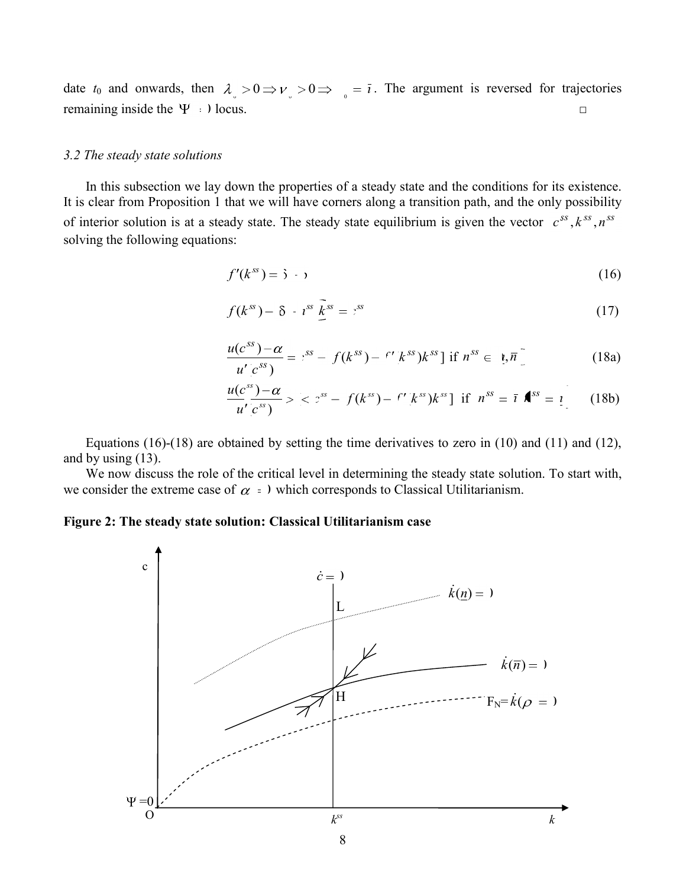date $t_0$ and onwards, then $\lambda_{t_0} > 0 \Rightarrow \nu_{t_0} > 0 \Rightarrow n_{t_0} = \bar{n}$. The argument is reversed for trajectories remaining inside the $\Psi = 0$ locus. □

### 3.2 The steady state solutions

In this subsection we lay down the properties of a steady state and the conditions for its existence. It is clear from Proposition 1 that we will have corners along a transition path, and the only possibility of interior solution is at a steady state. The steady state equilibrium is given the vector $(c^{ss}, k^{ss}, n^{ss})$ solving the following equations:

$$f'(k^{ss}) = \delta + \rho \tag{16}$$

$$f(k^{ss}) - (\delta + n^{ss})k^{ss} = c^{ss} \tag{17}$$

$$\frac{u(c^{ss}) - \alpha}{u'(c^{ss})} = [c^{ss} - (f(k^{ss}) - f'(k^{ss})k^{ss})] \text{ if } n^{ss} \in (\underline{n}, \bar{n}) \tag{18a}$$

$$\frac{u(c^{ss}) - \alpha}{u'(c^{ss})} > (<) [c^{ss} - (f(k^{ss}) - f'(k^{ss})k^{ss})] \text{ if } n^{ss} = \bar{n} \; (n^{ss} = \underline{n}) \tag{18b}$$

Equations (16)-(18) are obtained by setting the time derivatives to zero in (10) and (11) and (12), and by using (13).

We now discuss the role of the critical level in determining the steady state solution. To start with, we consider the extreme case of $\alpha = 0$ which corresponds to Classical Utilitarianism.

**Figure 2: The steady state solution: Classical Utilitarianism case**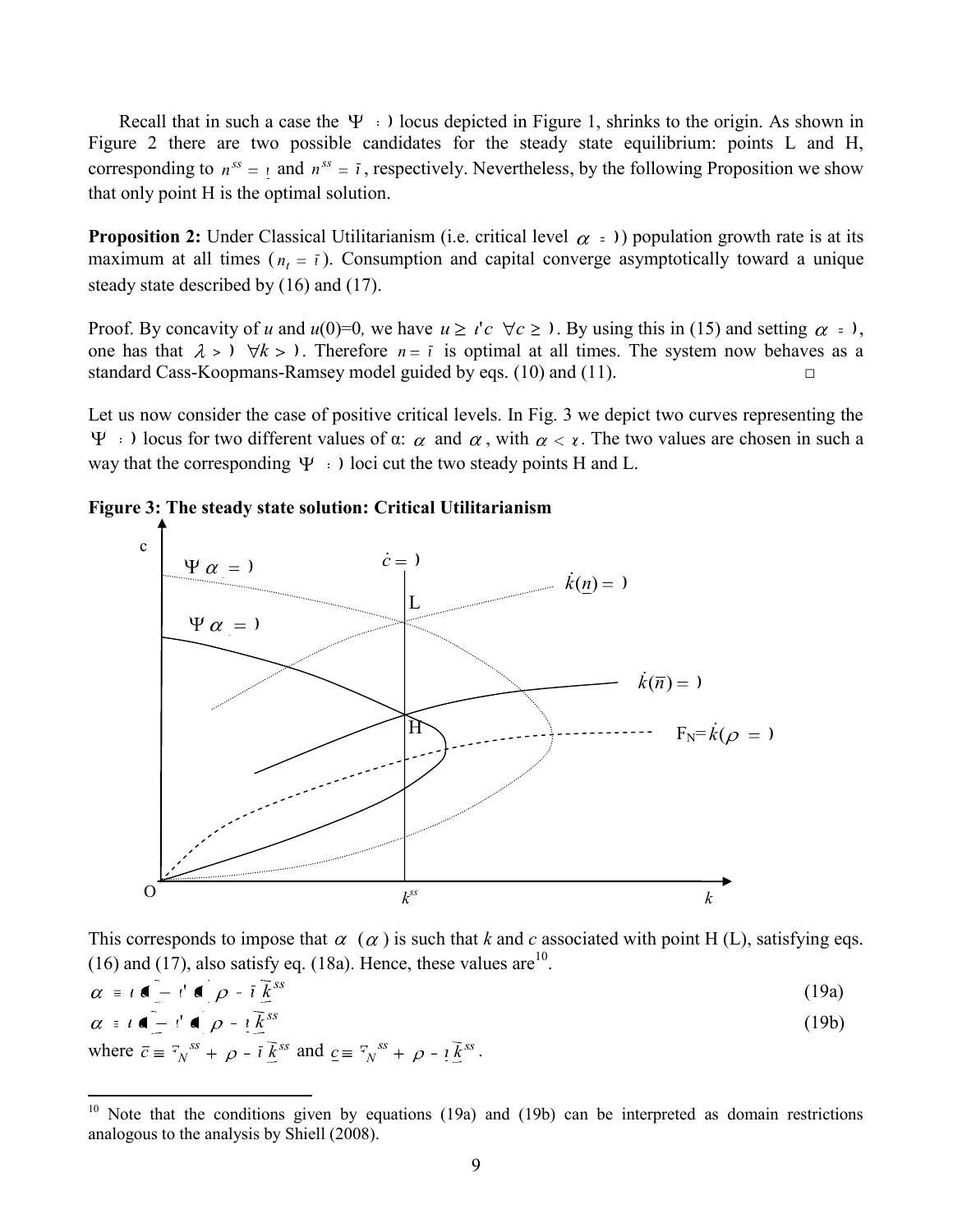Recall that in such a case the $\Psi(\cdot)$ locus depicted in Figure 1, shrinks to the origin. As shown in Figure 2 there are two possible candidates for the steady state equilibrium: points L and H, corresponding to $n^{ss} = \underline{n}$ and $n^{ss} = \bar{n}$, respectively. Nevertheless, by the following Proposition we show that only point H is the optimal solution.

**Proposition 2:** Under Classical Utilitarianism (i.e. critical level $\alpha = 0$) population growth rate is at its maximum at all times ($n_t = \bar{n}$). Consumption and capital converge asymptotically toward a unique steady state described by (16) and (17).

Proof. By concavity of *u* and *u*(0)=0*,* we have $u \geq u'c \;\; \forall c \geq 0$. By using this in (15) and setting $\alpha = 0$, one has that $\lambda > 0 \;\; \forall k > 0$. Therefore $n = \bar{n}$ is optimal at all times. The system now behaves as a standard Cass-Koopmans-Ramsey model guided by eqs. (10) and (11). □

Let us now consider the case of positive critical levels. In Fig. 3 we depict two curves representing the $\Psi(\cdot)$ locus for two different values of α: $\bar{\alpha}$ and $\underline{\alpha}$, with $\underline{\alpha} < \bar{\alpha}$. The two values are chosen in such a way that the corresponding $\Psi(\cdot)$ loci cut the two steady points H and L.

**Figure 3: The steady state solution: Critical Utilitarianism**

This corresponds to impose that $\bar{\alpha}$ ($\underline{\alpha}$) is such that *k* and *c* associated with point H (L), satisfying eqs. (16) and (17), also satisfy eq. (18a). Hence, these values are[10].

$$\bar{\alpha} \equiv u(\bar{c}) - u'(\bar{c})(\rho - \bar{n})\bar{k}^{ss} \tag{19a}$$

$$\underline{\alpha} \equiv u(\underline{c}) - u'(\underline{c})(\rho - \underline{n})\underline{k}^{ss} \tag{19b}$$

where $\bar{c} \equiv \bar{F}_N^{ss} + (\rho - \bar{n})\bar{k}^{ss}$ and $\underline{c} \equiv \underline{F}_N^{ss} + (\rho - \underline{n})\underline{k}^{ss}$.

---

[10] Note that the conditions given by equations (19a) and (19b) can be interpreted as domain restrictions analogous to the analysis by Shiell (2008).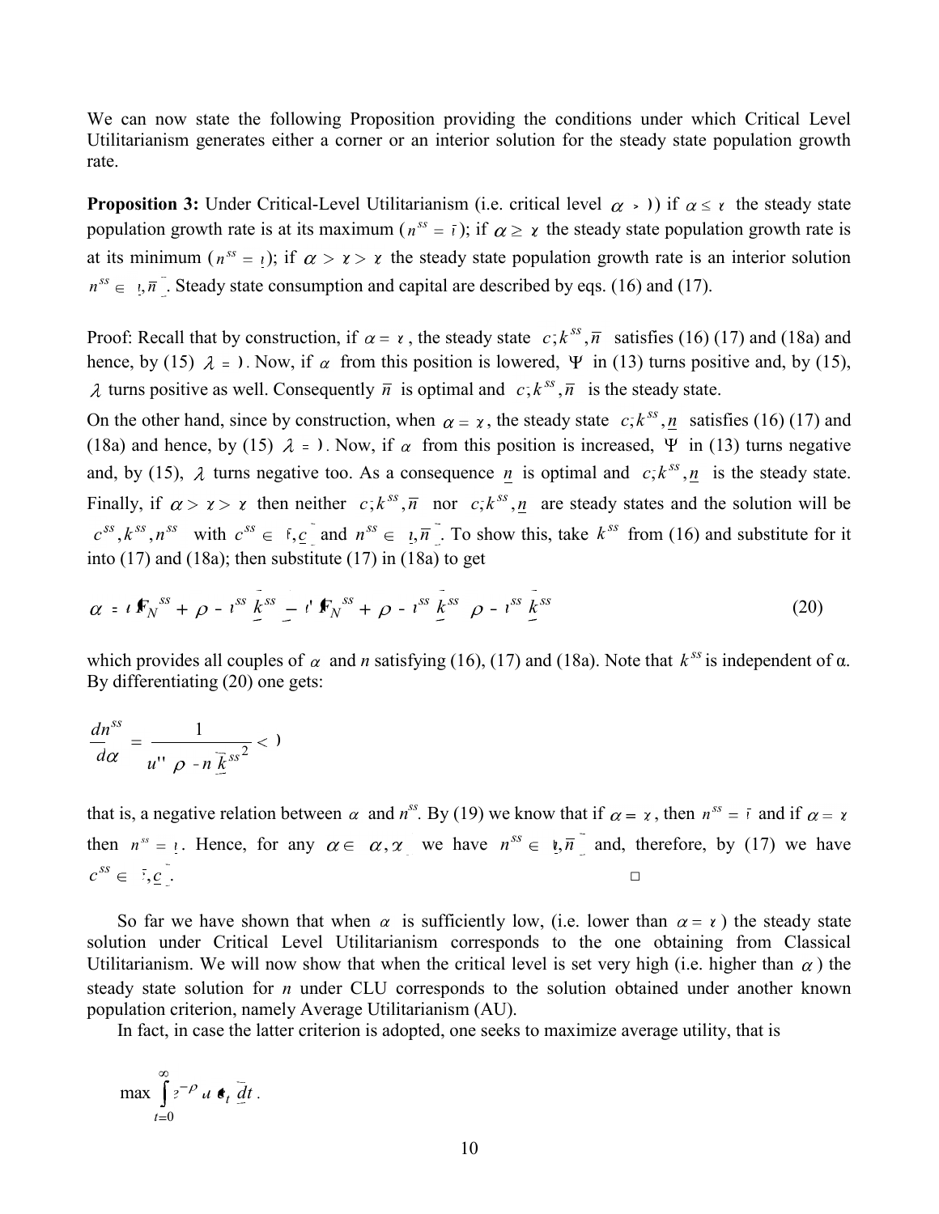We can now state the following Proposition providing the conditions under which Critical Level Utilitarianism generates either a corner or an interior solution for the steady state population growth rate.

**Proposition 3:** Under Critical-Level Utilitarianism (i.e. critical level $\alpha > 0$) if $\alpha \leq \underline{\alpha}$ the steady state population growth rate is at its maximum ($n^{ss} = \bar{n}$); if $\alpha \geq \bar{\alpha}$ the steady state population growth rate is at its minimum ($n^{ss} = \underline{n}$); if $\bar{\alpha} > \alpha > \underline{\alpha}$ the steady state population growth rate is an interior solution $n^{ss} \in (\underline{n}, \bar{n})$. Steady state consumption and capital are described by eqs. (16) and (17).

Proof: Recall that by construction, if $\alpha = \underline{\alpha}$, the steady state $(\bar{c}; k^{ss}, \bar{n})$ satisfies (16) (17) and (18a) and hence, by (15) $\lambda = 0$. Now, if $\alpha$ from this position is lowered, $\Psi$ in (13) turns positive and, by (15), $\lambda$ turns positive as well. Consequently $\bar{n}$ is optimal and $(\bar{c}; k^{ss}, \bar{n})$ is the steady state.

On the other hand, since by construction, when $\alpha = \bar{\alpha}$, the steady state $(\underline{c}; k^{ss}, \underline{n})$ satisfies (16) (17) and (18a) and hence, by (15) $\lambda = 0$. Now, if $\alpha$ from this position is increased, $\Psi$ in (13) turns negative and, by (15), $\lambda$ turns negative too. As a consequence $\underline{n}$ is optimal and $(\underline{c}; k^{ss}, \underline{n})$ is the steady state. Finally, if $\bar{\alpha} > \alpha > \underline{\alpha}$ then neither $(\bar{c}; k^{ss}, \bar{n})$ nor $(\underline{c}; k^{ss}, \underline{n})$ are steady states and the solution will be $(c^{ss}, k^{ss}, n^{ss})$ with $c^{ss} \in (\bar{c}, \underline{c})$ and $n^{ss} \in (\underline{n}, \bar{n})$. To show this, take $k^{ss}$ from (16) and substitute for it into (17) and (18a); then substitute (17) in (18a) to get

$$\alpha = u\left(F_N^{ss} + (\rho - n^{ss})k^{ss}\right) - u'\left(F_N^{ss} + (\rho - n^{ss})k^{ss}\right)(\rho - n^{ss})k^{ss} \tag{20}$$

which provides all couples of $\alpha$ and $n$ satisfying (16), (17) and (18a). Note that $k^{ss}$ is independent of α. By differentiating (20) one gets:

$$\frac{dn^{ss}}{d\alpha} = \frac{1}{u''\left[(\rho - n)k^{ss}\right]^2} < 0$$

that is, a negative relation between $\alpha$ and $n^{ss}$. By (19) we know that if $\alpha = \underline{\alpha}$, then $n^{ss} = \bar{n}$ and if $\alpha = \bar{\alpha}$ then $n^{ss} = \underline{n}$. Hence, for any $\alpha \in (\underline{\alpha}, \bar{\alpha})$ we have $n^{ss} \in (\underline{n}, \bar{n})$ and, therefore, by (17) we have $c^{ss} \in (\bar{c}, \underline{c})$. □

So far we have shown that when $\alpha$ is sufficiently low, (i.e. lower than $\alpha = \underline{\alpha}$) the steady state solution under Critical Level Utilitarianism corresponds to the one obtaining from Classical Utilitarianism. We will now show that when the critical level is set very high (i.e. higher than $\bar{\alpha}$) the steady state solution for $n$ under CLU corresponds to the solution obtained under another known population criterion, namely Average Utilitarianism (AU).

In fact, in case the latter criterion is adopted, one seeks to maximize average utility, that is

$$\max \int_{t=0}^{\infty} e^{-\rho t} u(c_t)\, dt .$$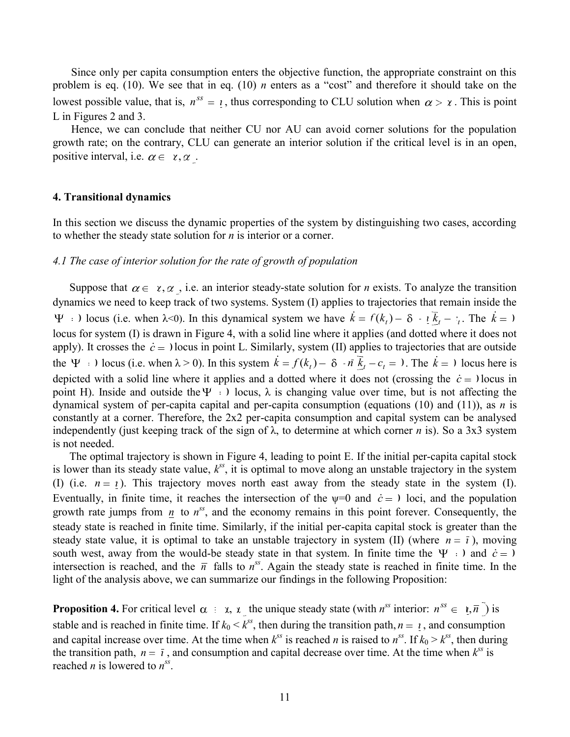Since only per capita consumption enters the objective function, the appropriate constraint on this problem is eq. (10). We see that in eq. (10) $n$ enters as a "cost" and therefore it should take on the lowest possible value, that is, $n^{ss} = \underline{n}$, thus corresponding to CLU solution when $\alpha > \overline{\alpha}$. This is point L in Figures 2 and 3.

Hence, we can conclude that neither CU nor AU can avoid corner solutions for the population growth rate; on the contrary, CLU can generate an interior solution if the critical level is in an open, positive interval, i.e. $\alpha \in (\overline{\alpha}, \underline{\alpha})$.

## 4. Transitional dynamics

In this section we discuss the dynamic properties of the system by distinguishing two cases, according to whether the steady state solution for $n$ is interior or a corner.

### *4.1 The case of interior solution for the rate of growth of population*

Suppose that $\alpha \in (\overline{\alpha}, \underline{\alpha})$, i.e. an interior steady-state solution for $n$ exists. To analyze the transition dynamics we need to keep track of two systems. System (I) applies to trajectories that remain inside the $\Psi = 0$ locus (i.e. when $\lambda<0$). In this dynamical system we have $\dot{k} = f(k_t) - (\delta + \underline{n})k_t - c_t$. The $\dot{k} = 0$ locus for system (I) is drawn in Figure 4, with a solid line where it applies (and dotted where it does not apply). It crosses the $\dot{c} = 0$ locus in point L. Similarly, system (II) applies to trajectories that are outside the $\Psi = 0$ locus (i.e. when $\lambda > 0$). In this system $\dot{k} = f(k_t) - (\delta + \overline{n})k_t - c_t = 0$. The $\dot{k} = 0$ locus here is depicted with a solid line where it applies and a dotted where it does not (crossing the $\dot{c} = 0$ locus in point H). Inside and outside the $\Psi = 0$ locus, $\lambda$ is changing value over time, but is not affecting the dynamical system of per-capita capital and per-capita consumption (equations (10) and (11)), as $n$ is constantly at a corner. Therefore, the 2x2 per-capita consumption and capital system can be analysed independently (just keeping track of the sign of $\lambda$, to determine at which corner $n$ is). So a 3x3 system is not needed.

The optimal trajectory is shown in Figure 4, leading to point E. If the initial per-capita capital stock is lower than its steady state value, $k^{ss}$, it is optimal to move along an unstable trajectory in the system (I) (i.e. $n = \underline{n}$). This trajectory moves north east away from the steady state in the system (I). Eventually, in finite time, it reaches the intersection of the $\psi$=0 and $\dot{c} = 0$ loci, and the population growth rate jumps from $\underline{n}$ to $n^{ss}$, and the economy remains in this point forever. Consequently, the steady state is reached in finite time. Similarly, if the initial per-capita capital stock is greater than the steady state value, it is optimal to take an unstable trajectory in system (II) (where $n = \overline{n}$), moving south west, away from the would-be steady state in that system. In finite time the $\Psi = 0$ and $\dot{c} = 0$ intersection is reached, and the $\overline{n}$ falls to $n^{ss}$. Again the steady state is reached in finite time. In the light of the analysis above, we can summarize our findings in the following Proposition:

**Proposition 4.** For critical level $\alpha \in (\overline{\alpha}, \underline{\alpha})$ the unique steady state (with $n^{ss}$ interior: $n^{ss} \in (\underline{n}, \overline{n})$) is stable and is reached in finite time. If $k_0 < k^{ss}$, then during the transition path, $n = \underline{n}$, and consumption and capital increase over time. At the time when $k^{ss}$ is reached $n$ is raised to $n^{ss}$. If $k_0 > k^{ss}$, then during the transition path, $n = \overline{n}$, and consumption and capital decrease over time. At the time when $k^{ss}$ is reached $n$ is lowered to $n^{ss}$.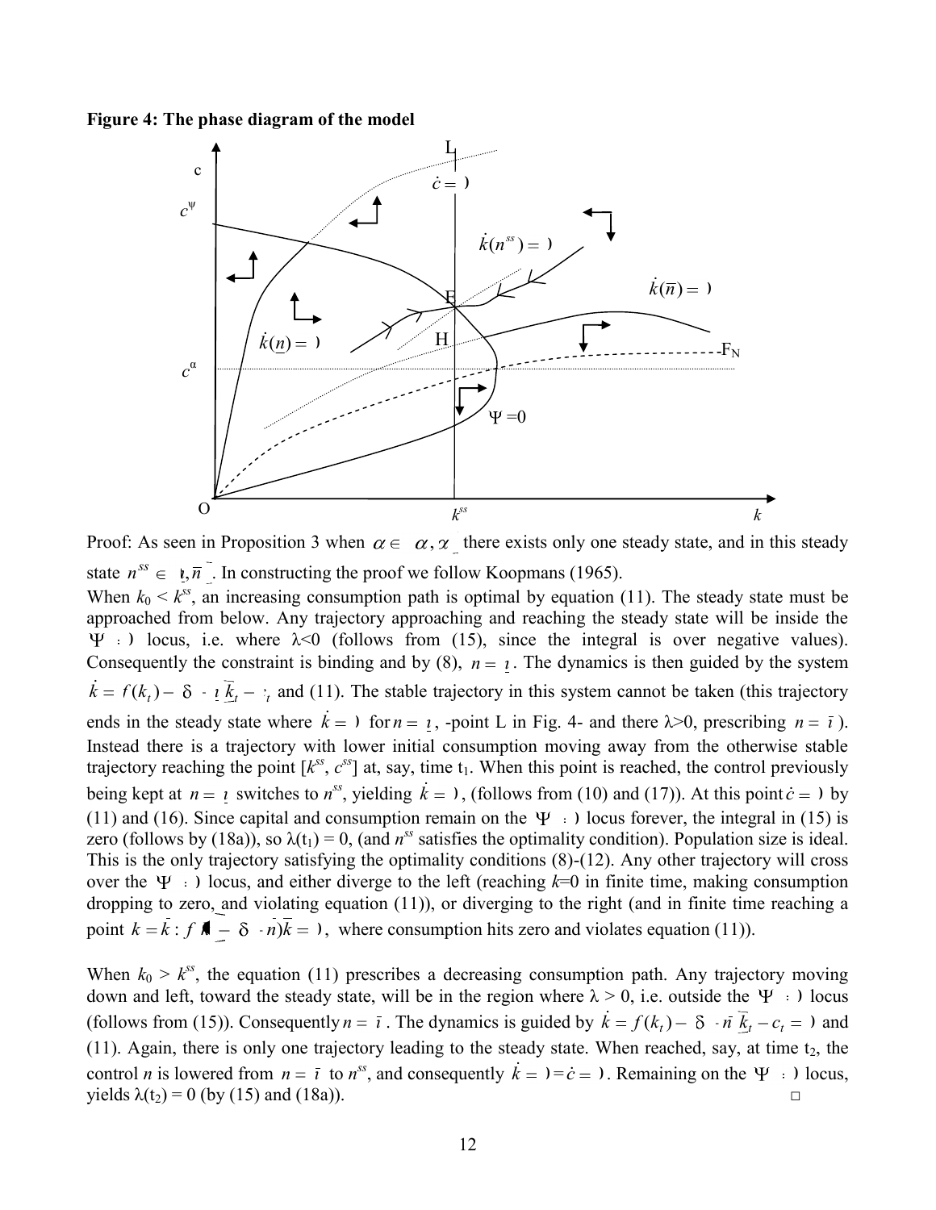**Figure 4: The phase diagram of the model**

Proof: As seen in Proposition 3 when $\alpha \in (\underline{\alpha}, \overline{\alpha})$ there exists only one steady state, and in this steady state $n^{ss} \in (\underline{n}, \overline{n})$. In constructing the proof we follow Koopmans (1965).

When $k_0 < k^{ss}$, an increasing consumption path is optimal by equation (11). The steady state must be approached from below. Any trajectory approaching and reaching the steady state will be inside the $\Psi = 0$ locus, i.e. where λ<0 (follows from (15), since the integral is over negative values). Consequently the constraint is binding and by (8), $n = \underline{n}$. The dynamics is then guided by the system $\dot{k} = f(k_t) - (\delta + \underline{n})k_t - c_t$ and (11). The stable trajectory in this system cannot be taken (this trajectory ends in the steady state where $\dot{k} = 0$ for $n = \underline{n}$, -point L in Fig. 4- and there λ>0, prescribing $n = \overline{n}$). Instead there is a trajectory with lower initial consumption moving away from the otherwise stable trajectory reaching the point [$k^{ss}$, $c^{ss}$] at, say, time $t_1$. When this point is reached, the control previously being kept at $n = \underline{n}$ switches to $n^{ss}$, yielding $\dot{k} = 0$, (follows from (10) and (17)). At this point $\dot{c} = 0$ by (11) and (16). Since capital and consumption remain on the $\Psi = 0$ locus forever, the integral in (15) is zero (follows by (18a)), so $\lambda(t_1) = 0$, (and $n^{ss}$ satisfies the optimality condition). Population size is ideal. This is the only trajectory satisfying the optimality conditions (8)-(12). Any other trajectory will cross over the $\Psi = 0$ locus, and either diverge to the left (reaching $k$=0 in finite time, making consumption dropping to zero, and violating equation (11)), or diverging to the right (and in finite time reaching a point $k = \overline{k} : f(\overline{k}) - (\delta + \underline{n})\overline{k} = 0$, where consumption hits zero and violates equation (11)).

When $k_0 > k^{ss}$, the equation (11) prescribes a decreasing consumption path. Any trajectory moving down and left, toward the steady state, will be in the region where λ > 0, i.e. outside the $\Psi = 0$ locus (follows from (15)). Consequently $n = \overline{n}$. The dynamics is guided by $\dot{k} = f(k_t) - (\delta + \overline{n})k_t - c_t = 0$ and (11). Again, there is only one trajectory leading to the steady state. When reached, say, at time $t_2$, the control $n$ is lowered from $n = \overline{n}$ to $n^{ss}$, and consequently $\dot{k} = 0 = \dot{c} = 0$. Remaining on the $\Psi = 0$ locus, yields $\lambda(t_2) = 0$ (by (15) and (18a)). □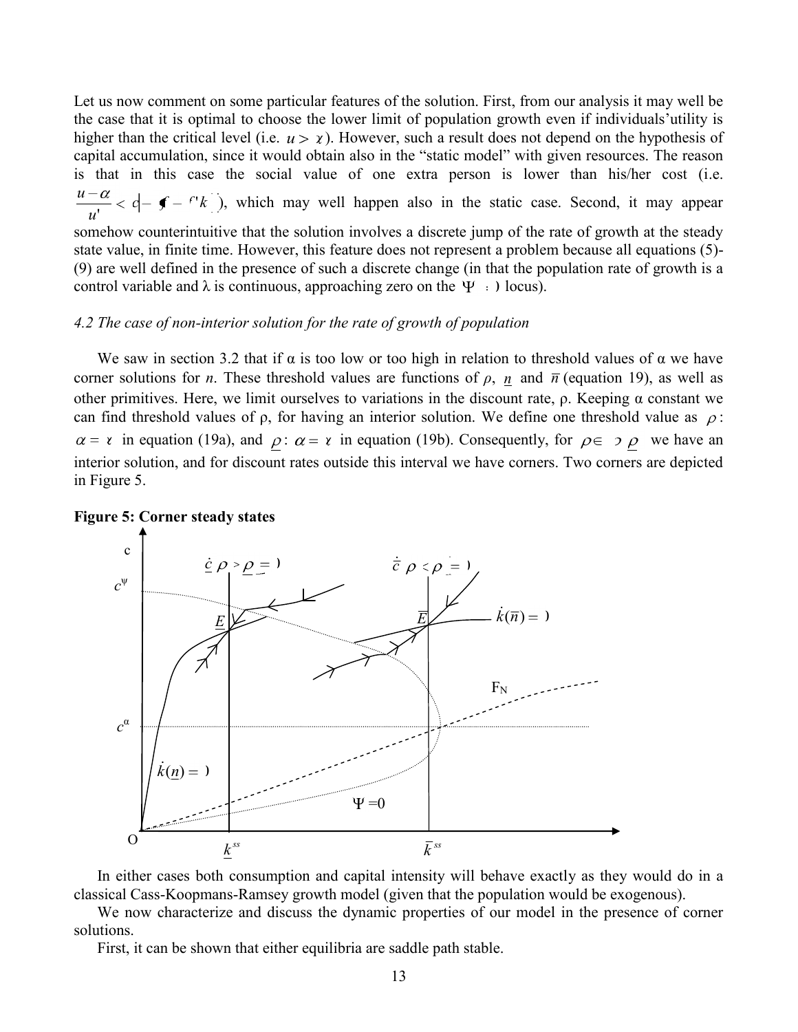Let us now comment on some particular features of the solution. First, from our analysis it may well be the case that it is optimal to choose the lower limit of population growth even if individuals' utility is higher than the critical level (i.e. $u > \chi$). However, such a result does not depend on the hypothesis of capital accumulation, since it would obtain also in the "static model" with given resources. The reason is that in this case the social value of one extra person is lower than his/her cost (i.e. $\frac{u-\alpha}{u'} < c - (f - f'k)$), which may well happen also in the static case. Second, it may appear somehow counterintuitive that the solution involves a discrete jump of the rate of growth at the steady state value, in finite time. However, this feature does not represent a problem because all equations (5)-(9) are well defined in the presence of such a discrete change (in that the population rate of growth is a control variable and λ is continuous, approaching zero on the $\Psi = 0$ locus).

### *4.2 The case of non-interior solution for the rate of growth of population*

We saw in section 3.2 that if α is too low or too high in relation to threshold values of α we have corner solutions for *n*. These threshold values are functions of *ρ*, $\underline{n}$ and $\overline{n}$ (equation 19), as well as other primitives. Here, we limit ourselves to variations in the discount rate, ρ. Keeping α constant we can find threshold values of ρ, for having an interior solution. We define one threshold value as $\bar{\rho}$: $\alpha = \underline{\alpha}$ in equation (19a), and $\underline{\rho}$: $\alpha = \bar{\alpha}$ in equation (19b). Consequently, for $\rho \in (\underline{\rho}, \bar{\rho})$ we have an interior solution, and for discount rates outside this interval we have corners. Two corners are depicted in Figure 5.

**Figure 5: Corner steady states**

In either cases both consumption and capital intensity will behave exactly as they would do in a classical Cass-Koopmans-Ramsey growth model (given that the population would be exogenous).

We now characterize and discuss the dynamic properties of our model in the presence of corner solutions.

First, it can be shown that either equilibria are saddle path stable.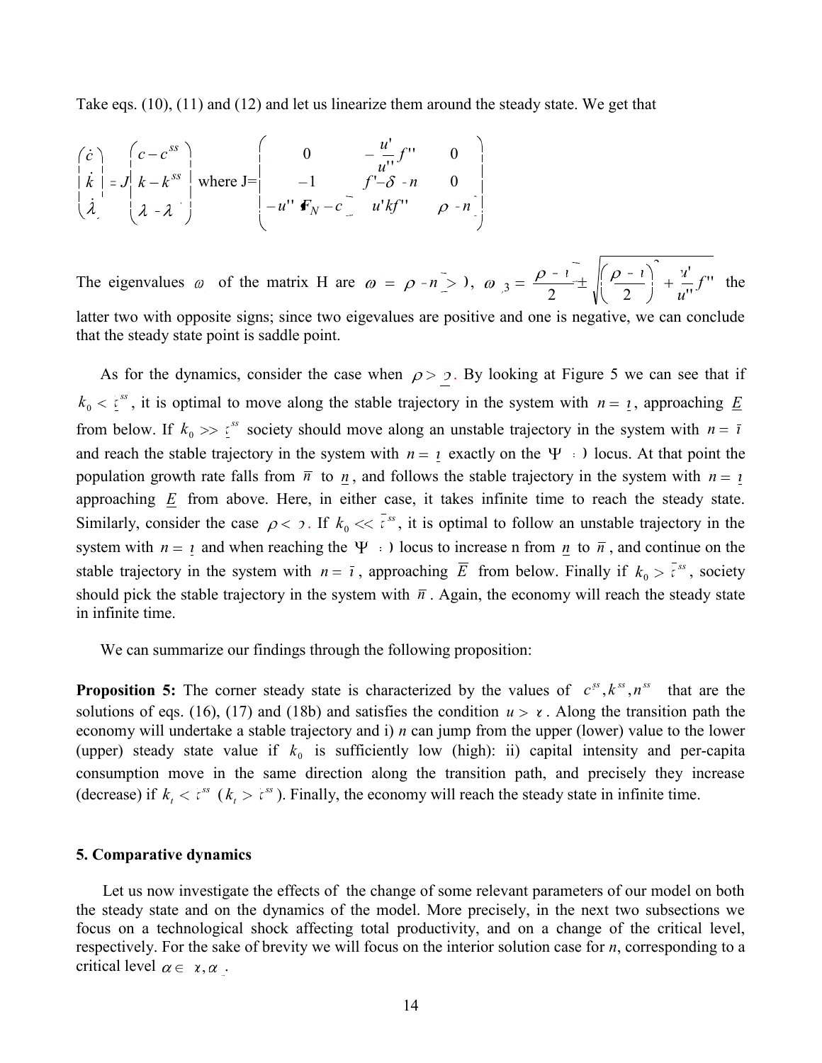Take eqs. (10), (11) and (12) and let us linearize them around the steady state. We get that

$$\begin{pmatrix} \dot{c} \\ \dot{k} \\ \dot{\lambda} \end{pmatrix} = J \begin{pmatrix} c - c^{ss} \\ k - k^{ss} \\ \lambda - \lambda^{ss} \end{pmatrix} \text{ where J=} \begin{pmatrix} 0 & -\frac{u'}{u''} f'' & 0 \\ -1 & f' - \delta - n & 0 \\ -u''(F_N - c) & u'kf'' & \rho - n \end{pmatrix}$$

The eigenvalues $\omega_i$ of the matrix H are $\omega_1 = \rho - n > 0$, $\omega_{2,3} = \frac{\rho - n}{2} \pm \sqrt{\left(\frac{\rho - n}{2}\right)^2 + \frac{u'}{u''} f''}$ the latter two with opposite signs; since two eigevalues are positive and one is negative, we can conclude that the steady state point is saddle point.

As for the dynamics, consider the case when $\rho > \underline{\rho}$. By looking at Figure 5 we can see that if $k_0 < \underline{k}^{ss}$, it is optimal to move along the stable trajectory in the system with $n = \underline{n}$, approaching $\underline{E}$ from below. If $k_0 >> \underline{k}^{ss}$ society should move along an unstable trajectory in the system with $n = \bar{n}$ and reach the stable trajectory in the system with $n = \underline{n}$ exactly on the $\Psi = 0$ locus. At that point the population growth rate falls from $\bar{n}$ to $\underline{n}$, and follows the stable trajectory in the system with $n = \underline{n}$ approaching $\underline{E}$ from above. Here, in either case, it takes infinite time to reach the steady state. Similarly, consider the case $\rho < \bar{\rho}$. If $k_0 << \bar{k}^{ss}$, it is optimal to follow an unstable trajectory in the system with $n = \underline{n}$ and when reaching the $\Psi = 0$ locus to increase n from $\underline{n}$ to $\bar{n}$, and continue on the stable trajectory in the system with $n = \bar{n}$, approaching $\bar{E}$ from below. Finally if $k_0 > \bar{k}^{ss}$, society should pick the stable trajectory in the system with $\bar{n}$. Again, the economy will reach the steady state in infinite time.

We can summarize our findings through the following proposition:

**Proposition 5:** The corner steady state is characterized by the values of $c^{ss}, k^{ss}, n^{ss}$ that are the solutions of eqs. (16), (17) and (18b) and satisfies the condition $u > \alpha$. Along the transition path the economy will undertake a stable trajectory and i) *n* can jump from the upper (lower) value to the lower (upper) steady state value if $k_0$ is sufficiently low (high): ii) capital intensity and per-capita consumption move in the same direction along the transition path, and precisely they increase (decrease) if $k_t < k^{ss}$ ($k_t > k^{ss}$). Finally, the economy will reach the steady state in infinite time.

## 5. Comparative dynamics

Let us now investigate the effects of the change of some relevant parameters of our model on both the steady state and on the dynamics of the model. More precisely, in the next two subsections we focus on a technological shock affecting total productivity, and on a change of the critical level, respectively. For the sake of brevity we will focus on the interior solution case for *n*, corresponding to a critical level $\alpha \in (\underline{\alpha}, \bar{\alpha})$.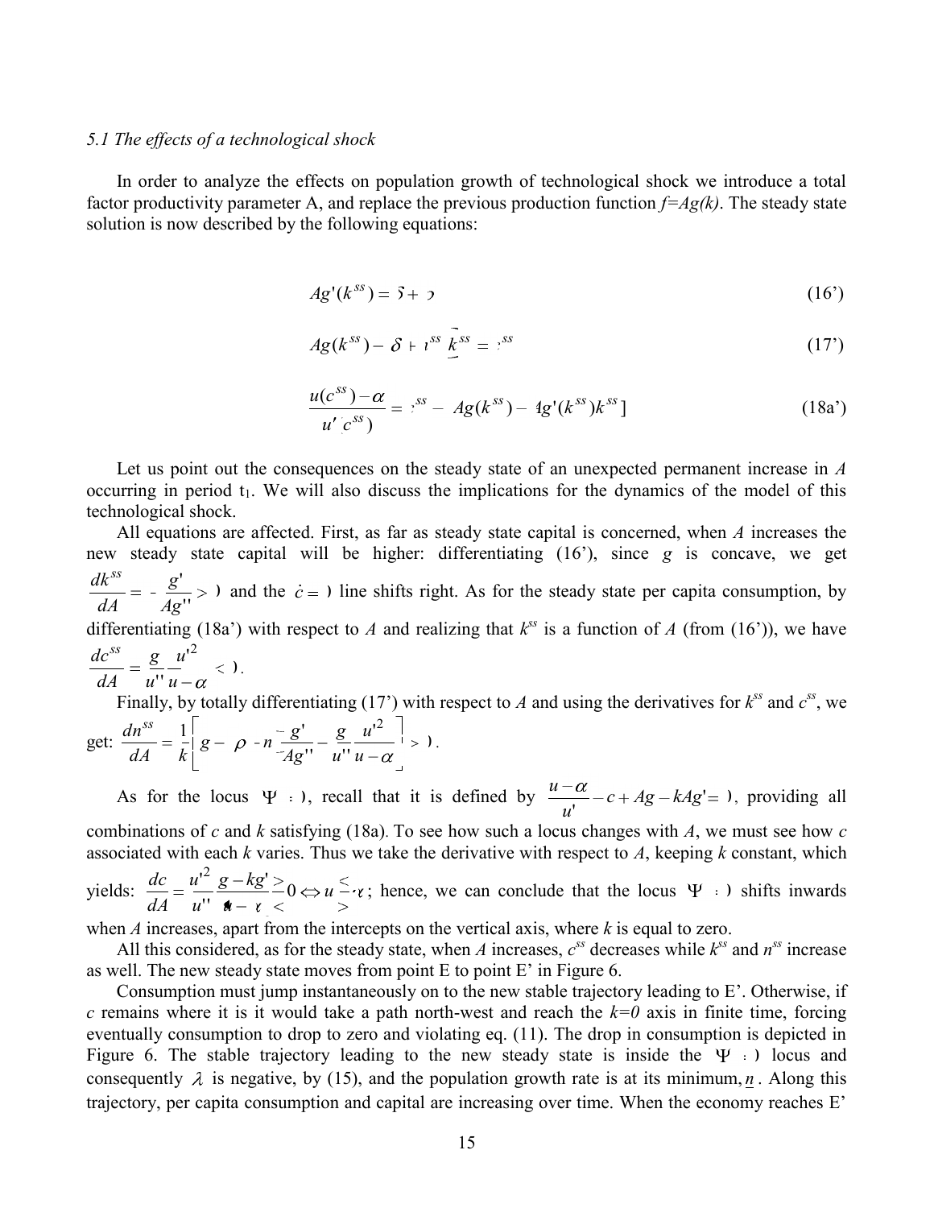*5.1 The effects of a technological shock*

In order to analyze the effects on population growth of technological shock we introduce a total factor productivity parameter A, and replace the previous production function $f=Ag(k)$. The steady state solution is now described by the following equations:

$$Ag'(k^{ss}) = \delta + \rho \tag{16'}$$

$$Ag(k^{ss}) - (\delta + n^{ss})k^{ss} = c^{ss} \tag{17'}$$

$$\frac{u(c^{ss})-\alpha}{u'(c^{ss})} = c^{ss} - [Ag(k^{ss}) - Ag'(k^{ss})k^{ss}] \tag{18a'}$$

Let us point out the consequences on the steady state of an unexpected permanent increase in *A* occurring in period $t_1$. We will also discuss the implications for the dynamics of the model of this technological shock.

All equations are affected. First, as far as steady state capital is concerned, when *A* increases the new steady state capital will be higher: differentiating (16'), since *g* is concave, we get $\frac{dk^{ss}}{dA} = -\frac{g'}{Ag''} > 0$ and the $\dot{c} = 0$ line shifts right. As for the steady state per capita consumption, by differentiating (18a') with respect to *A* and realizing that $k^{ss}$ is a function of *A* (from (16')), we have $\frac{dc^{ss}}{dA} = \frac{g}{u''}\frac{u'^2}{u-\alpha} < 0$.

Finally, by totally differentiating (17') with respect to *A* and using the derivatives for $k^{ss}$ and $c^{ss}$, we get: $\frac{dn^{ss}}{dA} = \frac{1}{k}\left[g - (\rho + n)\frac{g'}{Ag''} - \frac{g}{u''}\frac{u'^2}{u-\alpha}\right] > 0$.

As for the locus $\Psi = 0$, recall that it is defined by $\frac{u-\alpha}{u'} - c + Ag - kAg' = 0$, providing all combinations of *c* and *k* satisfying (18a). To see how such a locus changes with *A*, we must see how *c* associated with each *k* varies. Thus we take the derivative with respect to *A*, keeping *k* constant, which yields: $\frac{dc}{dA} = \frac{u'^2}{u''}\frac{g - kg'}{u - \alpha} \gtrless 0 \Leftrightarrow u \lessgtr \alpha$; hence, we can conclude that the locus $\Psi = 0$ shifts inwards when *A* increases, apart from the intercepts on the vertical axis, where *k* is equal to zero.

All this considered, as for the steady state, when *A* increases, $c^{ss}$ decreases while $k^{ss}$ and $n^{ss}$ increase as well. The new steady state moves from point E to point E' in Figure 6.

Consumption must jump instantaneously on to the new stable trajectory leading to E'. Otherwise, if *c* remains where it is it would take a path north-west and reach the *k=0* axis in finite time, forcing eventually consumption to drop to zero and violating eq. (11). The drop in consumption is depicted in Figure 6. The stable trajectory leading to the new steady state is inside the $\Psi = 0$ locus and consequently $\lambda$ is negative, by (15), and the population growth rate is at its minimum, $\underline{n}$. Along this trajectory, per capita consumption and capital are increasing over time. When the economy reaches E'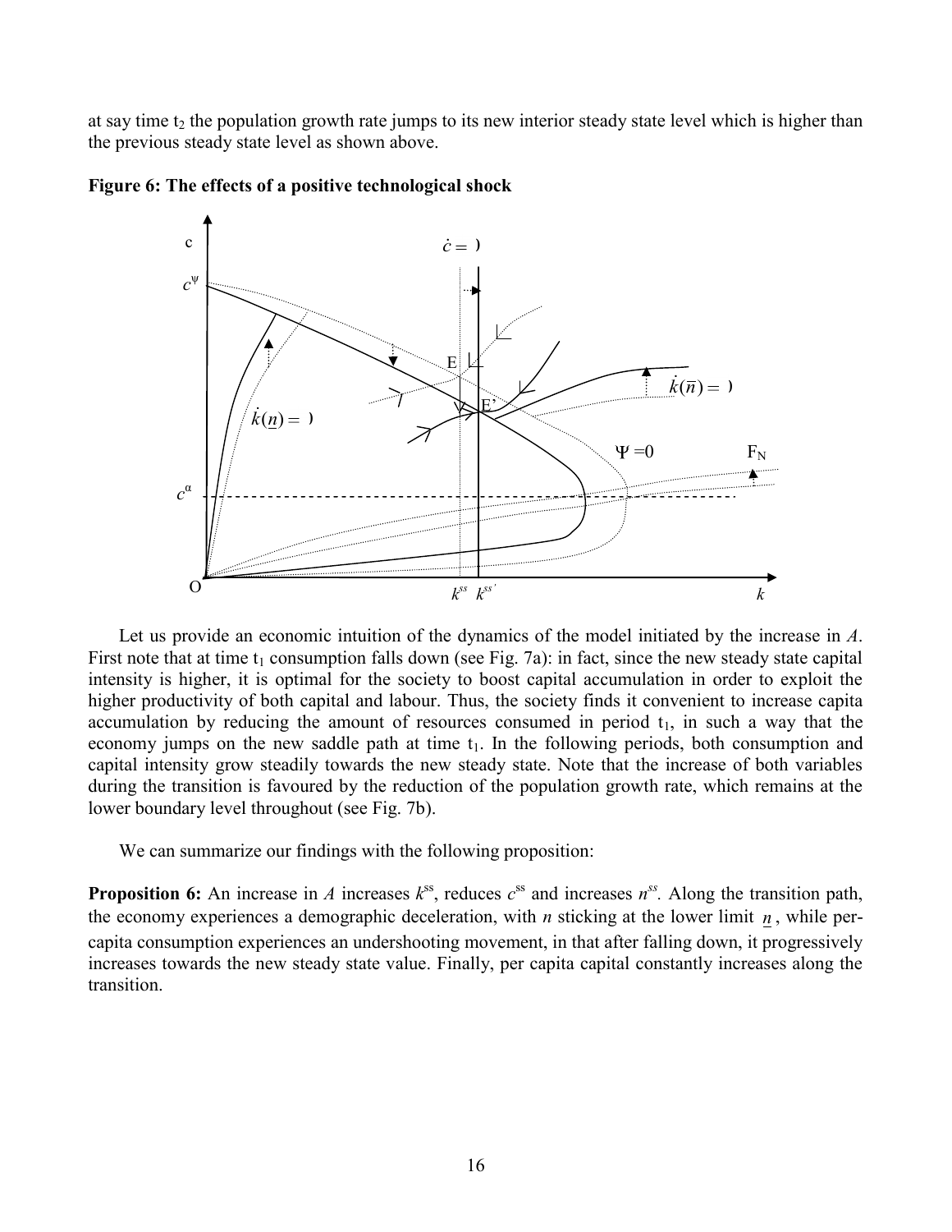at say time $t_2$ the population growth rate jumps to its new interior steady state level which is higher than the previous steady state level as shown above.

**Figure 6: The effects of a positive technological shock**

Let us provide an economic intuition of the dynamics of the model initiated by the increase in *A*. First note that at time $t_1$ consumption falls down (see Fig. 7a): in fact, since the new steady state capital intensity is higher, it is optimal for the society to boost capital accumulation in order to exploit the higher productivity of both capital and labour. Thus, the society finds it convenient to increase capita accumulation by reducing the amount of resources consumed in period $t_1$, in such a way that the economy jumps on the new saddle path at time $t_1$. In the following periods, both consumption and capital intensity grow steadily towards the new steady state. Note that the increase of both variables during the transition is favoured by the reduction of the population growth rate, which remains at the lower boundary level throughout (see Fig. 7b).

We can summarize our findings with the following proposition:

**Proposition 6:** An increase in *A* increases $k^{ss}$, reduces $c^{ss}$ and increases $n^{ss}$. Along the transition path, the economy experiences a demographic deceleration, with *n* sticking at the lower limit $\underline{n}$, while per-capita consumption experiences an undershooting movement, in that after falling down, it progressively increases towards the new steady state value. Finally, per capita capital constantly increases along the transition.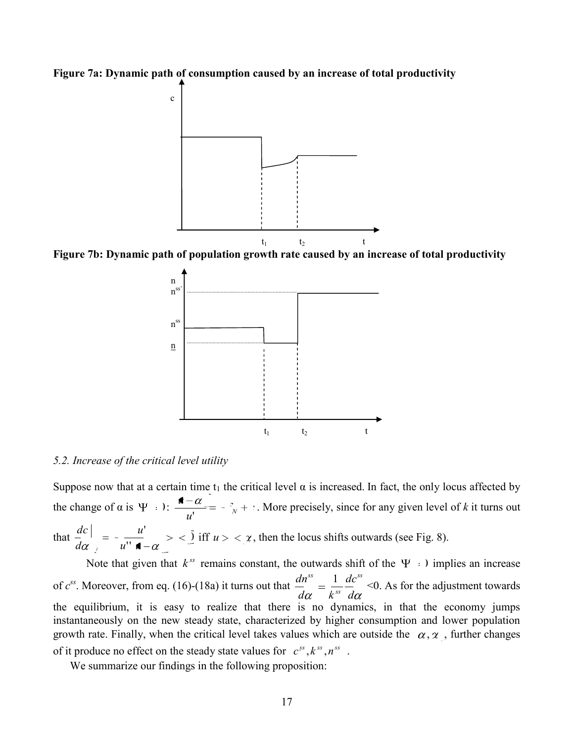**Figure 7a: Dynamic path of consumption caused by an increase of total productivity**

**Figure 7b: Dynamic path of population growth rate caused by an increase of total productivity**

*5.2. Increase of the critical level utility*

Suppose now that at a certain time $t_1$ the critical level $\alpha$ is increased. In fact, the only locus affected by the change of $\alpha$ is $\Psi(\cdot)$: $\frac{(u-\alpha)}{u'} = \ldots_N + \ldots$. More precisely, since for any given level of $k$ it turns out that $\frac{dc}{d\alpha}\Big| = -\frac{u'}{u''(u-\alpha)} > (<) 0$ iff $u > (<) \chi$, then the locus shifts outwards (see Fig. 8).

Note that given that $k^{ss}$ remains constant, the outwards shift of the $\Psi(\cdot)$ implies an increase of $c^{ss}$. Moreover, from eq. (16)-(18a) it turns out that $\frac{dn^{ss}}{d\alpha} = \frac{1}{k^{ss}}\frac{dc^{ss}}{d\alpha}$ <0. As for the adjustment towards the equilibrium, it is easy to realize that there is no dynamics, in that the economy jumps instantaneously on the new steady state, characterized by higher consumption and lower population growth rate. Finally, when the critical level takes values which are outside the $(\alpha, \chi)$, further changes of it produce no effect on the steady state values for $(c^{ss}, k^{ss}, n^{ss})$.

We summarize our findings in the following proposition: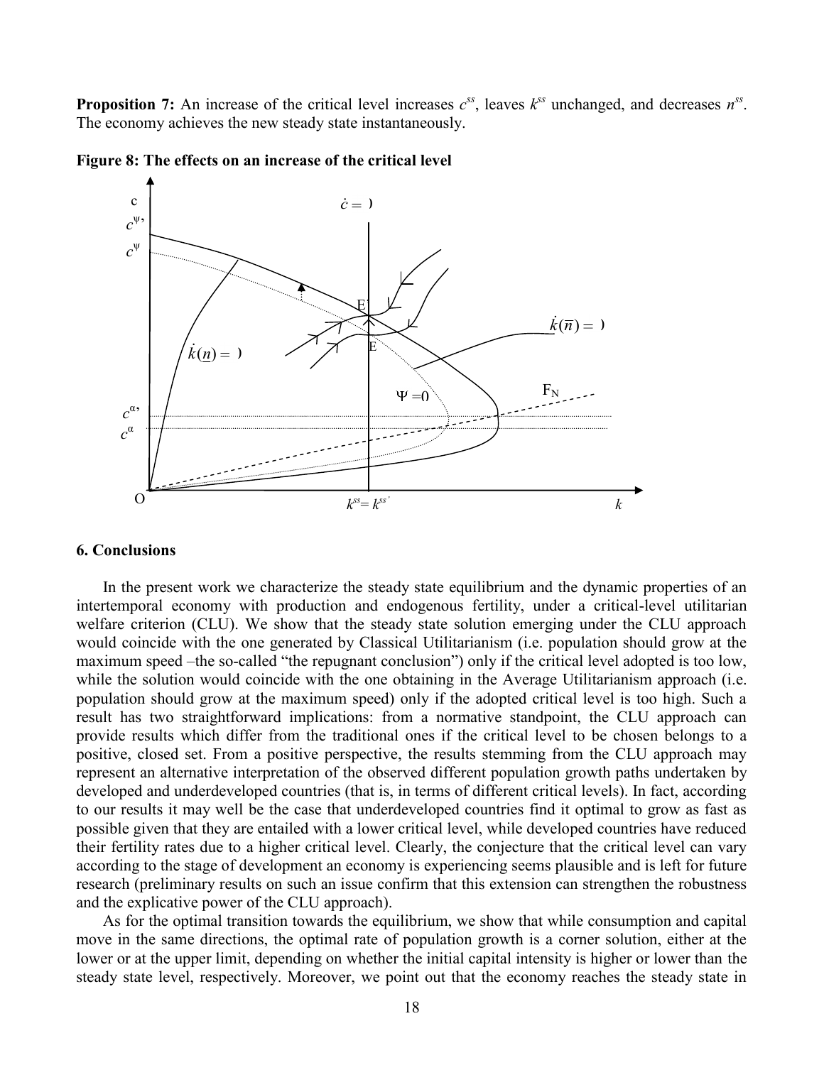**Proposition 7:** An increase of the critical level increases $c^{ss}$, leaves $k^{ss}$ unchanged, and decreases $n^{ss}$. The economy achieves the new steady state instantaneously.

**Figure 8: The effects on an increase of the critical level**

## 6. Conclusions

In the present work we characterize the steady state equilibrium and the dynamic properties of an intertemporal economy with production and endogenous fertility, under a critical-level utilitarian welfare criterion (CLU). We show that the steady state solution emerging under the CLU approach would coincide with the one generated by Classical Utilitarianism (i.e. population should grow at the maximum speed –the so-called "the repugnant conclusion") only if the critical level adopted is too low, while the solution would coincide with the one obtaining in the Average Utilitarianism approach (i.e. population should grow at the maximum speed) only if the adopted critical level is too high. Such a result has two straightforward implications: from a normative standpoint, the CLU approach can provide results which differ from the traditional ones if the critical level to be chosen belongs to a positive, closed set. From a positive perspective, the results stemming from the CLU approach may represent an alternative interpretation of the observed different population growth paths undertaken by developed and underdeveloped countries (that is, in terms of different critical levels). In fact, according to our results it may well be the case that underdeveloped countries find it optimal to grow as fast as possible given that they are entailed with a lower critical level, while developed countries have reduced their fertility rates due to a higher critical level. Clearly, the conjecture that the critical level can vary according to the stage of development an economy is experiencing seems plausible and is left for future research (preliminary results on such an issue confirm that this extension can strengthen the robustness and the explicative power of the CLU approach).

As for the optimal transition towards the equilibrium, we show that while consumption and capital move in the same directions, the optimal rate of population growth is a corner solution, either at the lower or at the upper limit, depending on whether the initial capital intensity is higher or lower than the steady state level, respectively. Moreover, we point out that the economy reaches the steady state in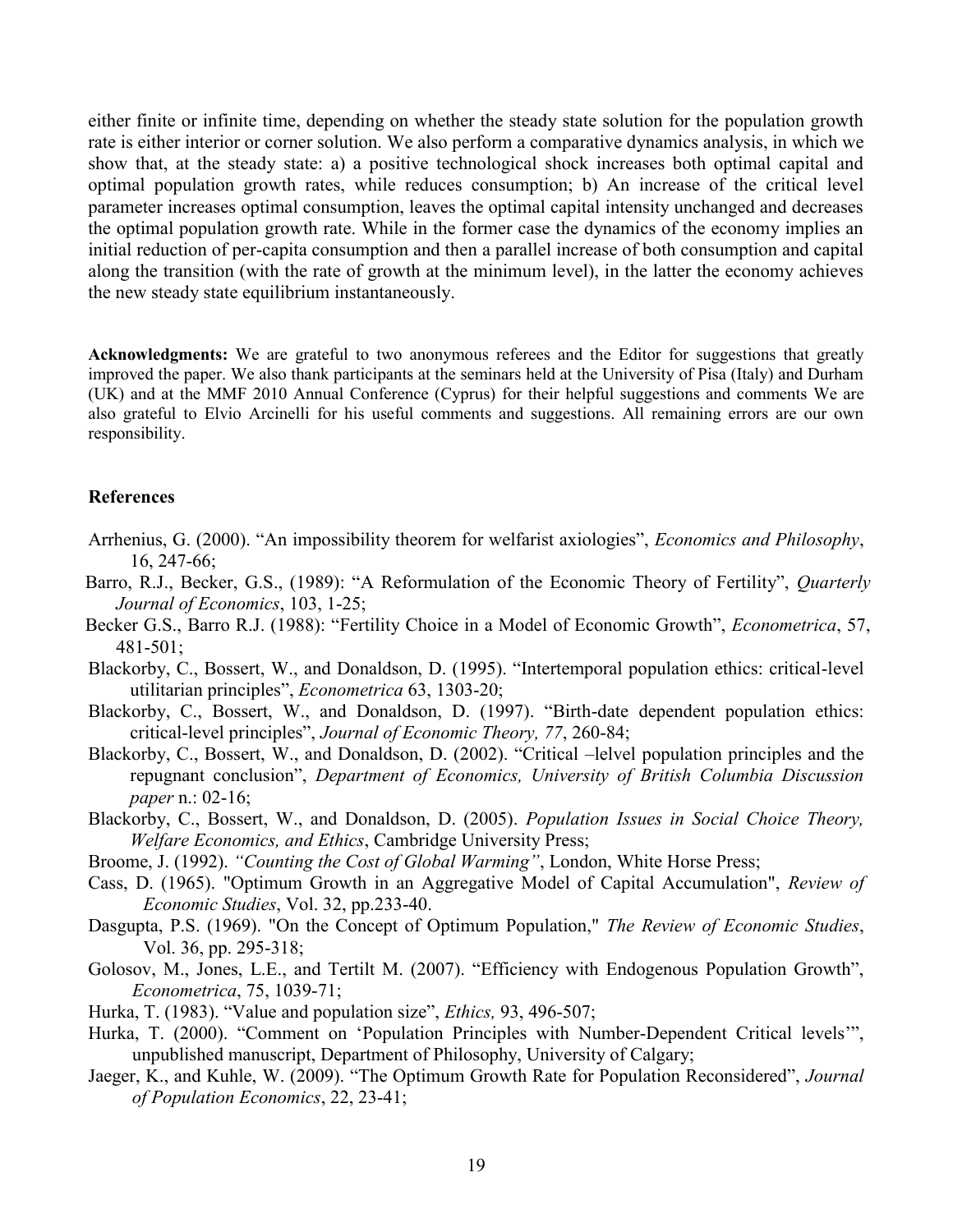either finite or infinite time, depending on whether the steady state solution for the population growth rate is either interior or corner solution. We also perform a comparative dynamics analysis, in which we show that, at the steady state: a) a positive technological shock increases both optimal capital and optimal population growth rates, while reduces consumption; b) An increase of the critical level parameter increases optimal consumption, leaves the optimal capital intensity unchanged and decreases the optimal population growth rate. While in the former case the dynamics of the economy implies an initial reduction of per-capita consumption and then a parallel increase of both consumption and capital along the transition (with the rate of growth at the minimum level), in the latter the economy achieves the new steady state equilibrium instantaneously.

**Acknowledgments:** We are grateful to two anonymous referees and the Editor for suggestions that greatly improved the paper. We also thank participants at the seminars held at the University of Pisa (Italy) and Durham (UK) and at the MMF 2010 Annual Conference (Cyprus) for their helpful suggestions and comments We are also grateful to Elvio Arcinelli for his useful comments and suggestions. All remaining errors are our own responsibility.

## References

Arrhenius, G. (2000). "An impossibility theorem for welfarist axiologies", *Economics and Philosophy*, 16, 247-66;

Barro, R.J., Becker, G.S., (1989): "A Reformulation of the Economic Theory of Fertility", *Quarterly Journal of Economics*, 103, 1-25;

Becker G.S., Barro R.J. (1988): "Fertility Choice in a Model of Economic Growth", *Econometrica*, 57, 481-501;

Blackorby, C., Bossert, W., and Donaldson, D. (1995). "Intertemporal population ethics: critical-level utilitarian principles", *Econometrica* 63, 1303-20;

Blackorby, C., Bossert, W., and Donaldson, D. (1997). "Birth-date dependent population ethics: critical-level principles", *Journal of Economic Theory, 77*, 260-84;

Blackorby, C., Bossert, W., and Donaldson, D. (2002). "Critical –lelvel population principles and the repugnant conclusion", *Department of Economics, University of British Columbia Discussion paper* n.: 02-16;

Blackorby, C., Bossert, W., and Donaldson, D. (2005). *Population Issues in Social Choice Theory, Welfare Economics, and Ethics*, Cambridge University Press;

Broome, J. (1992). *"Counting the Cost of Global Warming"*, London, White Horse Press;

Cass, D. (1965). "Optimum Growth in an Aggregative Model of Capital Accumulation", *Review of Economic Studies*, Vol. 32, pp.233-40.

Dasgupta, P.S. (1969). "On the Concept of Optimum Population," *The Review of Economic Studies*, Vol. 36, pp. 295-318;

Golosov, M., Jones, L.E., and Tertilt M. (2007). "Efficiency with Endogenous Population Growth", *Econometrica*, 75, 1039-71;

Hurka, T. (1983). "Value and population size", *Ethics,* 93, 496-507;

Hurka, T. (2000). "Comment on 'Population Principles with Number-Dependent Critical levels'", unpublished manuscript, Department of Philosophy, University of Calgary;

Jaeger, K., and Kuhle, W. (2009). "The Optimum Growth Rate for Population Reconsidered", *Journal of Population Economics*, 22, 23-41;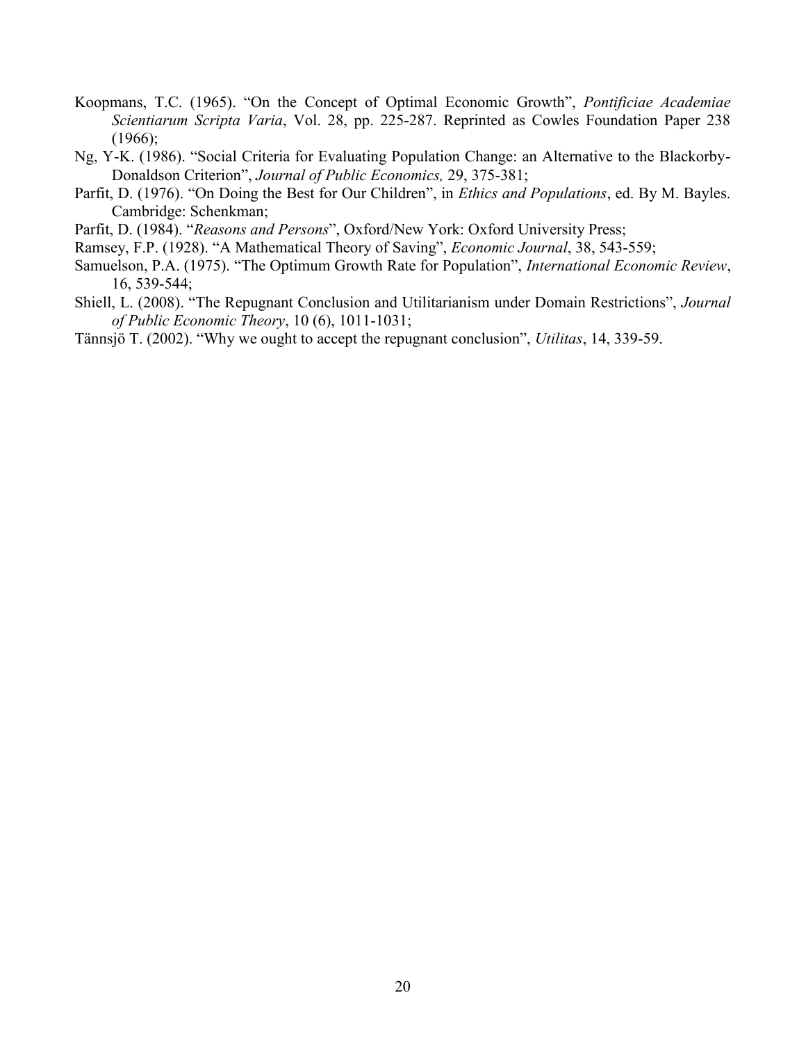Koopmans, T.C. (1965). "On the Concept of Optimal Economic Growth", *Pontificiae Academiae Scientiarum Scripta Varia*, Vol. 28, pp. 225-287. Reprinted as Cowles Foundation Paper 238 (1966);

Ng, Y-K. (1986). "Social Criteria for Evaluating Population Change: an Alternative to the Blackorby-Donaldson Criterion", *Journal of Public Economics,* 29, 375-381;

Parfit, D. (1976). "On Doing the Best for Our Children", in *Ethics and Populations*, ed. By M. Bayles. Cambridge: Schenkman;

Parfit, D. (1984). "*Reasons and Persons*", Oxford/New York: Oxford University Press;

Ramsey, F.P. (1928). "A Mathematical Theory of Saving", *Economic Journal*, 38, 543-559;

Samuelson, P.A. (1975). "The Optimum Growth Rate for Population", *International Economic Review*, 16, 539-544;

Shiell, L. (2008). "The Repugnant Conclusion and Utilitarianism under Domain Restrictions", *Journal of Public Economic Theory*, 10 (6), 1011-1031;

Tännsjö T. (2002). "Why we ought to accept the repugnant conclusion", *Utilitas*, 14, 339-59.